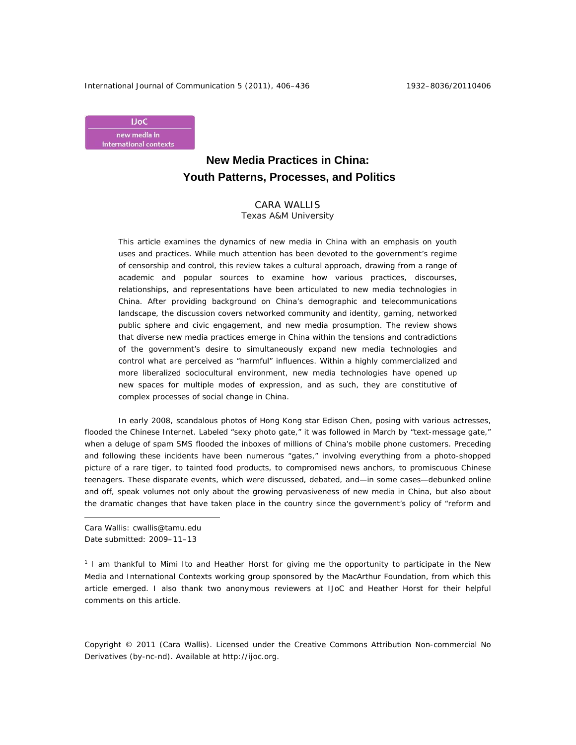IJoC
new media in
international contexts

# New Media Practices in China: Youth Patterns, Processes, and Politics

CARA WALLIS
Texas A&M University

This article examines the dynamics of new media in China with an emphasis on youth uses and practices. While much attention has been devoted to the government's regime of censorship and control, this review takes a cultural approach, drawing from a range of academic and popular sources to examine how various practices, discourses, relationships, and representations have been articulated to new media technologies in China. After providing background on China's demographic and telecommunications landscape, the discussion covers networked community and identity, gaming, networked public sphere and civic engagement, and new media prosumption. The review shows that diverse new media practices emerge in China within the tensions and contradictions of the government's desire to simultaneously expand new media technologies and control what are perceived as "harmful" influences. Within a highly commercialized and more liberalized sociocultural environment, new media technologies have opened up new spaces for multiple modes of expression, and as such, they are constitutive of complex processes of social change in China.

In early 2008, scandalous photos of Hong Kong star Edison Chen, posing with various actresses, flooded the Chinese Internet. Labeled "sexy photo gate," it was followed in March by "text-message gate," when a deluge of spam SMS flooded the inboxes of millions of China's mobile phone customers. Preceding and following these incidents have been numerous "gates," involving everything from a photo-shopped picture of a rare tiger, to tainted food products, to compromised news anchors, to promiscuous Chinese teenagers. These disparate events, which were discussed, debated, and—in some cases—debunked online and off, speak volumes not only about the growing pervasiveness of new media in China, but also about the dramatic changes that have taken place in the country since the government's policy of "reform and

---

Cara Wallis: cwallis@tamu.edu
Date submitted: 2009–11–13

[1] I am thankful to Mimi Ito and Heather Horst for giving me the opportunity to participate in the New Media and International Contexts working group sponsored by the MacArthur Foundation, from which this article emerged. I also thank two anonymous reviewers at IJoC and Heather Horst for their helpful comments on this article.

Copyright © 2011 (Cara Wallis). Licensed under the Creative Commons Attribution Non-commercial No Derivatives (by-nc-nd). Available at http://ijoc.org.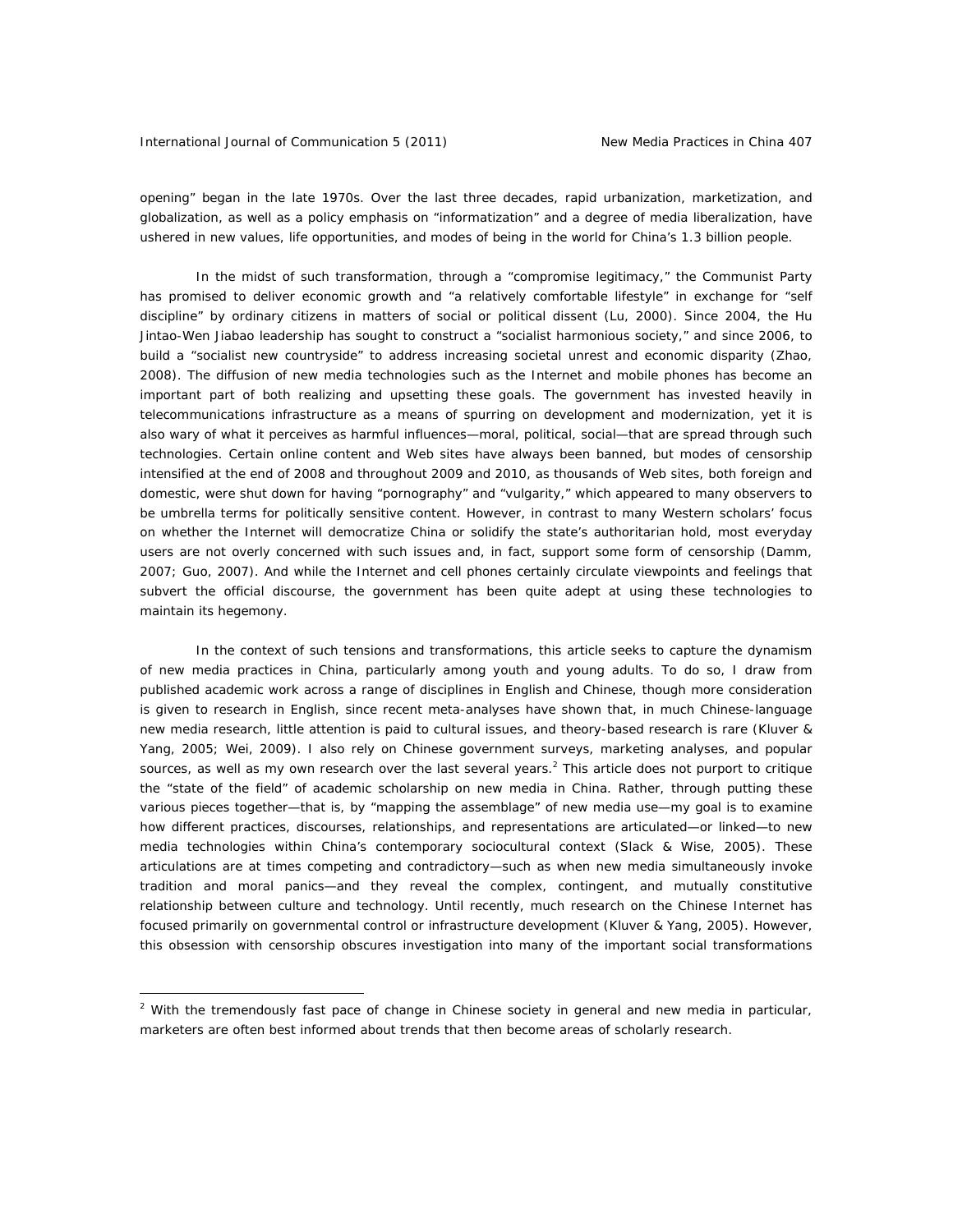opening" began in the late 1970s. Over the last three decades, rapid urbanization, marketization, and globalization, as well as a policy emphasis on "informatization" and a degree of media liberalization, have ushered in new values, life opportunities, and modes of being in the world for China's 1.3 billion people.

In the midst of such transformation, through a "compromise legitimacy," the Communist Party has promised to deliver economic growth and "a relatively comfortable lifestyle" in exchange for "self discipline" by ordinary citizens in matters of social or political dissent (Lu, 2000). Since 2004, the Hu Jintao-Wen Jiabao leadership has sought to construct a "socialist harmonious society," and since 2006, to build a "socialist new countryside" to address increasing societal unrest and economic disparity (Zhao, 2008). The diffusion of new media technologies such as the Internet and mobile phones has become an important part of both realizing and upsetting these goals. The government has invested heavily in telecommunications infrastructure as a means of spurring on development and modernization, yet it is also wary of what it perceives as harmful influences—moral, political, social—that are spread through such technologies. Certain online content and Web sites have always been banned, but modes of censorship intensified at the end of 2008 and throughout 2009 and 2010, as thousands of Web sites, both foreign and domestic, were shut down for having "pornography" and "vulgarity," which appeared to many observers to be umbrella terms for politically sensitive content. However, in contrast to many Western scholars' focus on whether the Internet will democratize China or solidify the state's authoritarian hold, most everyday users are not overly concerned with such issues and, in fact, support some form of censorship (Damm, 2007; Guo, 2007). And while the Internet and cell phones certainly circulate viewpoints and feelings that subvert the official discourse, the government has been quite adept at using these technologies to maintain its hegemony.

In the context of such tensions and transformations, this article seeks to capture the dynamism of new media practices in China, particularly among youth and young adults. To do so, I draw from published academic work across a range of disciplines in English and Chinese, though more consideration is given to research in English, since recent meta-analyses have shown that, in much Chinese-language new media research, little attention is paid to cultural issues, and theory-based research is rare (Kluver & Yang, 2005; Wei, 2009). I also rely on Chinese government surveys, marketing analyses, and popular sources, as well as my own research over the last several years.[2] This article does not purport to critique the "state of the field" of academic scholarship on new media in China. Rather, through putting these various pieces together—that is, by "mapping the assemblage" of new media use—my goal is to examine how different practices, discourses, relationships, and representations are articulated—or linked—to new media technologies within China's contemporary sociocultural context (Slack & Wise, 2005). These articulations are at times competing and contradictory—such as when new media simultaneously invoke tradition and moral panics—and they reveal the complex, contingent, and mutually constitutive relationship between culture and technology. Until recently, much research on the Chinese Internet has focused primarily on governmental control or infrastructure development (Kluver & Yang, 2005). However, this obsession with censorship obscures investigation into many of the important social transformations

[2] With the tremendously fast pace of change in Chinese society in general and new media in particular, marketers are often best informed about trends that then become areas of scholarly research.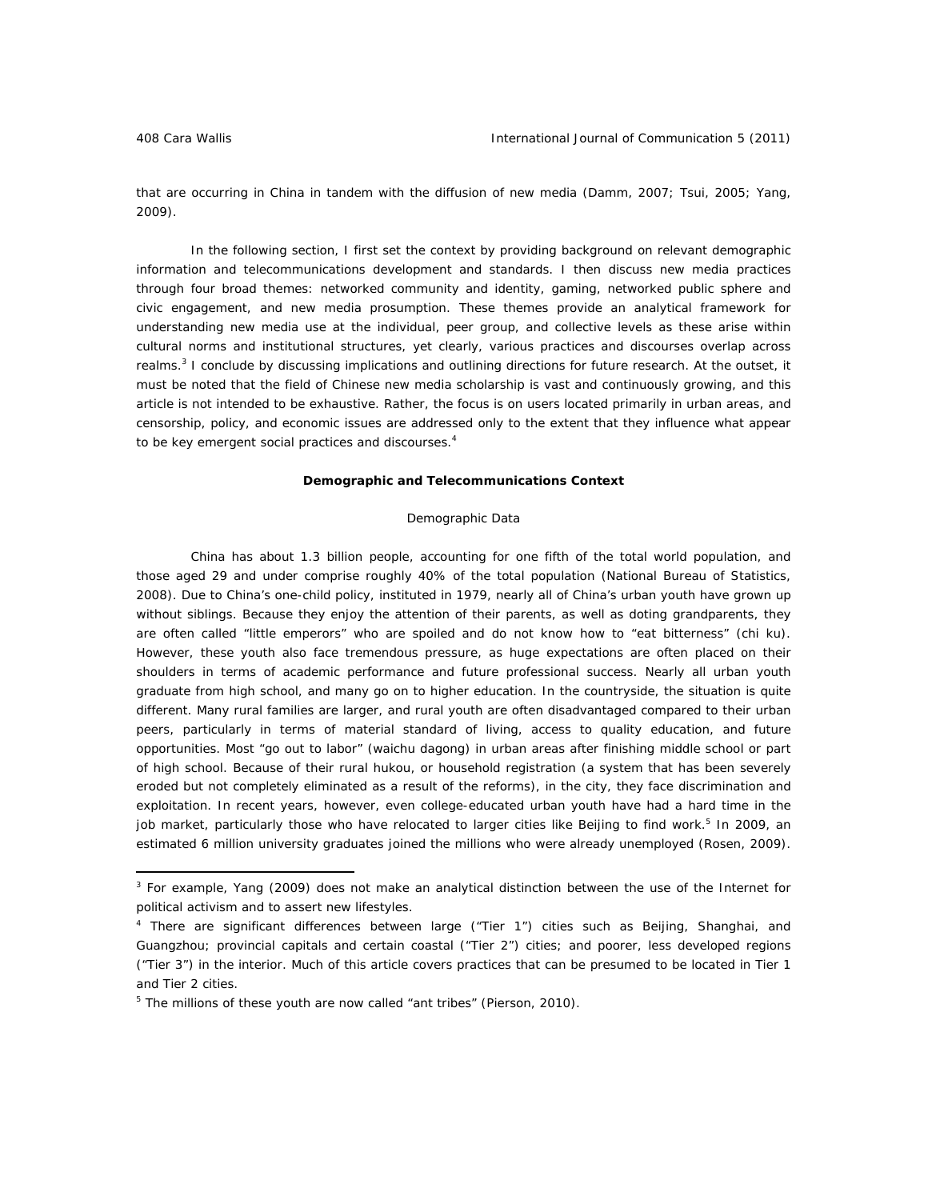that are occurring in China in tandem with the diffusion of new media (Damm, 2007; Tsui, 2005; Yang, 2009).

In the following section, I first set the context by providing background on relevant demographic information and telecommunications development and standards. I then discuss new media practices through four broad themes: networked community and identity, gaming, networked public sphere and civic engagement, and new media prosumption. These themes provide an analytical framework for understanding new media use at the individual, peer group, and collective levels as these arise within cultural norms and institutional structures, yet clearly, various practices and discourses overlap across realms.[3] I conclude by discussing implications and outlining directions for future research. At the outset, it must be noted that the field of Chinese new media scholarship is vast and continuously growing, and this article is not intended to be exhaustive. Rather, the focus is on users located primarily in urban areas, and censorship, policy, and economic issues are addressed only to the extent that they influence what appear to be key emergent social practices and discourses.[4]

## Demographic and Telecommunications Context

### Demographic Data

China has about 1.3 billion people, accounting for one fifth of the total world population, and those aged 29 and under comprise roughly 40% of the total population (National Bureau of Statistics, 2008). Due to China's one-child policy, instituted in 1979, nearly all of China's urban youth have grown up without siblings. Because they enjoy the attention of their parents, as well as doting grandparents, they are often called "little emperors" who are spoiled and do not know how to "eat bitterness" (*chi ku*). However, these youth also face tremendous pressure, as huge expectations are often placed on their shoulders in terms of academic performance and future professional success. Nearly all urban youth graduate from high school, and many go on to higher education. In the countryside, the situation is quite different. Many rural families are larger, and rural youth are often disadvantaged compared to their urban peers, particularly in terms of material standard of living, access to quality education, and future opportunities. Most "go out to labor" (*waichu dagong*) in urban areas after finishing middle school or part of high school. Because of their rural *hukou*, or household registration (a system that has been severely eroded but not completely eliminated as a result of the reforms), in the city, they face discrimination and exploitation. In recent years, however, even college-educated urban youth have had a hard time in the job market, particularly those who have relocated to larger cities like Beijing to find work.[5] In 2009, an estimated 6 million university graduates joined the millions who were already unemployed (Rosen, 2009).

---

[3] For example, Yang (2009) does not make an analytical distinction between the use of the Internet for political activism and to assert new lifestyles.

[4] There are significant differences between large ("Tier 1") cities such as Beijing, Shanghai, and Guangzhou; provincial capitals and certain coastal ("Tier 2") cities; and poorer, less developed regions ("Tier 3") in the interior. Much of this article covers practices that can be presumed to be located in Tier 1 and Tier 2 cities.

[5] The millions of these youth are now called "ant tribes" (Pierson, 2010).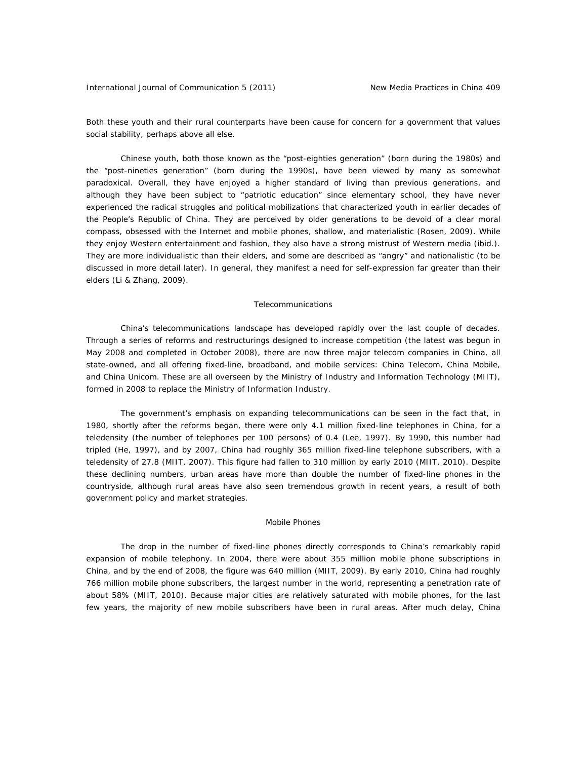Both these youth and their rural counterparts have been cause for concern for a government that values social stability, perhaps above all else.

Chinese youth, both those known as the "post-eighties generation" (born during the 1980s) and the "post-nineties generation" (born during the 1990s), have been viewed by many as somewhat paradoxical. Overall, they have enjoyed a higher standard of living than previous generations, and although they have been subject to "patriotic education" since elementary school, they have never experienced the radical struggles and political mobilizations that characterized youth in earlier decades of the People's Republic of China. They are perceived by older generations to be devoid of a clear moral compass, obsessed with the Internet and mobile phones, shallow, and materialistic (Rosen, 2009). While they enjoy Western entertainment and fashion, they also have a strong mistrust of Western media (ibid.). They are more individualistic than their elders, and some are described as "angry" and nationalistic (to be discussed in more detail later). In general, they manifest a need for self-expression far greater than their elders (Li & Zhang, 2009).

## Telecommunications

China's telecommunications landscape has developed rapidly over the last couple of decades. Through a series of reforms and restructurings designed to increase competition (the latest was begun in May 2008 and completed in October 2008), there are now three major telecom companies in China, all state-owned, and all offering fixed-line, broadband, and mobile services: China Telecom, China Mobile, and China Unicom. These are all overseen by the Ministry of Industry and Information Technology (MIIT), formed in 2008 to replace the Ministry of Information Industry.

The government's emphasis on expanding telecommunications can be seen in the fact that, in 1980, shortly after the reforms began, there were only 4.1 million fixed-line telephones in China, for a teledensity (the number of telephones per 100 persons) of 0.4 (Lee, 1997). By 1990, this number had tripled (He, 1997), and by 2007, China had roughly 365 million fixed-line telephone subscribers, with a teledensity of 27.8 (MIIT, 2007). This figure had fallen to 310 million by early 2010 (MIIT, 2010). Despite these declining numbers, urban areas have more than double the number of fixed-line phones in the countryside, although rural areas have also seen tremendous growth in recent years, a result of both government policy and market strategies.

## Mobile Phones

The drop in the number of fixed-line phones directly corresponds to China's remarkably rapid expansion of mobile telephony. In 2004, there were about 355 million mobile phone subscriptions in China, and by the end of 2008, the figure was 640 million (MIIT, 2009). By early 2010, China had roughly 766 million mobile phone subscribers, the largest number in the world, representing a penetration rate of about 58% (MIIT, 2010). Because major cities are relatively saturated with mobile phones, for the last few years, the majority of new mobile subscribers have been in rural areas. After much delay, China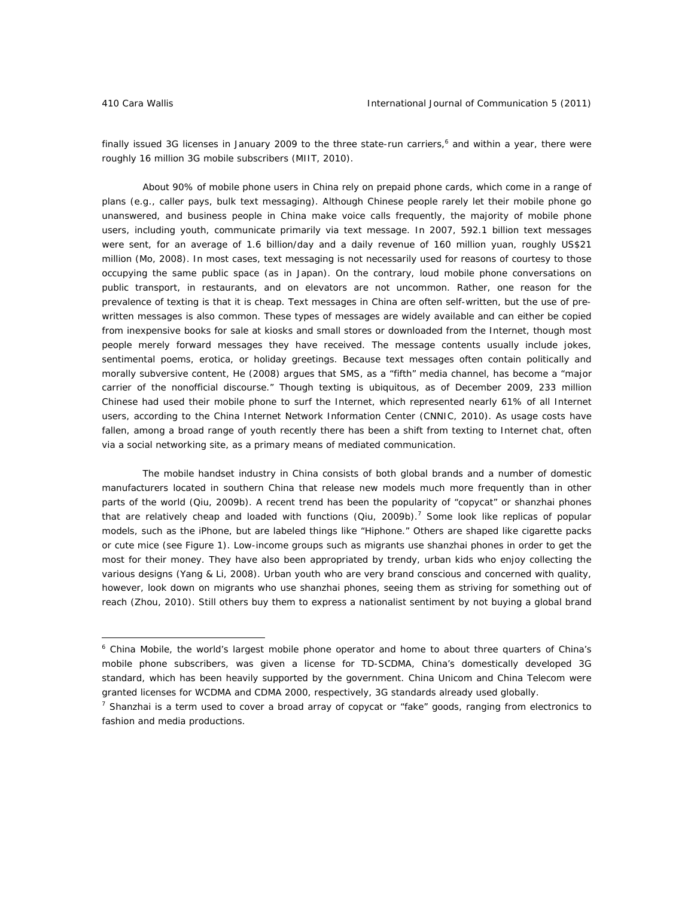finally issued 3G licenses in January 2009 to the three state-run carriers,[6] and within a year, there were roughly 16 million 3G mobile subscribers (MIIT, 2010).

About 90% of mobile phone users in China rely on prepaid phone cards, which come in a range of plans (e.g., caller pays, bulk text messaging). Although Chinese people rarely let their mobile phone go unanswered, and business people in China make voice calls frequently, the majority of mobile phone users, including youth, communicate primarily via text message. In 2007, 592.1 billion text messages were sent, for an average of 1.6 billion/day and a daily revenue of 160 million yuan, roughly US$21 million (Mo, 2008). In most cases, text messaging is not necessarily used for reasons of courtesy to those occupying the same public space (as in Japan). On the contrary, loud mobile phone conversations on public transport, in restaurants, and on elevators are not uncommon. Rather, one reason for the prevalence of texting is that it is cheap. Text messages in China are often self-written, but the use of pre-written messages is also common. These types of messages are widely available and can either be copied from inexpensive books for sale at kiosks and small stores or downloaded from the Internet, though most people merely forward messages they have received. The message contents usually include jokes, sentimental poems, erotica, or holiday greetings. Because text messages often contain politically and morally subversive content, He (2008) argues that SMS, as a "fifth" media channel, has become a "major carrier of the nonofficial discourse." Though texting is ubiquitous, as of December 2009, 233 million Chinese had used their mobile phone to surf the Internet, which represented nearly 61% of all Internet users, according to the China Internet Network Information Center (CNNIC, 2010). As usage costs have fallen, among a broad range of youth recently there has been a shift from texting to Internet chat, often via a social networking site, as a primary means of mediated communication.

The mobile handset industry in China consists of both global brands and a number of domestic manufacturers located in southern China that release new models much more frequently than in other parts of the world (Qiu, 2009b). A recent trend has been the popularity of "copycat" or shanzhai phones that are relatively cheap and loaded with functions (Qiu, 2009b).[7] Some look like replicas of popular models, such as the iPhone, but are labeled things like "Hiphone." Others are shaped like cigarette packs or cute mice (see Figure 1). Low-income groups such as migrants use shanzhai phones in order to get the most for their money. They have also been appropriated by trendy, urban kids who enjoy collecting the various designs (Yang & Li, 2008). Urban youth who are very brand conscious and concerned with quality, however, look down on migrants who use shanzhai phones, seeing them as striving for something out of reach (Zhou, 2010). Still others buy them to express a nationalist sentiment by not buying a global brand

---

[6] China Mobile, the world's largest mobile phone operator and home to about three quarters of China's mobile phone subscribers, was given a license for TD-SCDMA, China's domestically developed 3G standard, which has been heavily supported by the government. China Unicom and China Telecom were granted licenses for WCDMA and CDMA 2000, respectively, 3G standards already used globally.

[7] Shanzhai is a term used to cover a broad array of copycat or "fake" goods, ranging from electronics to fashion and media productions.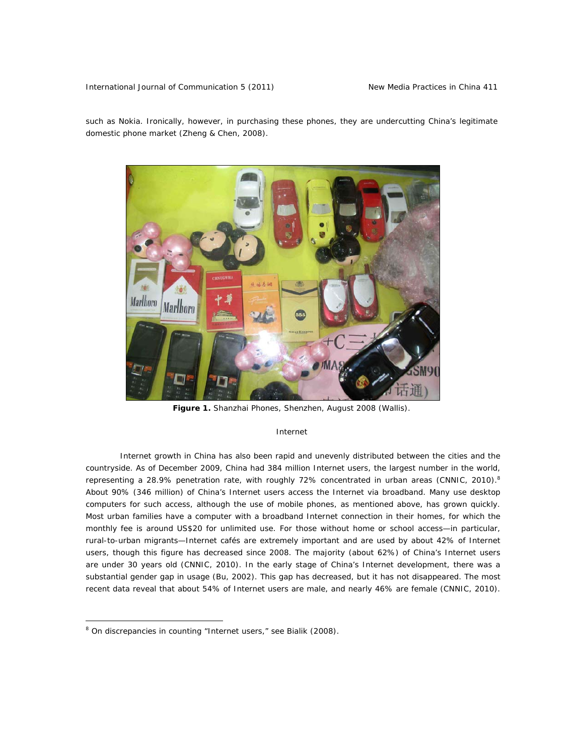such as Nokia. Ironically, however, in purchasing these phones, they are undercutting China's legitimate domestic phone market (Zheng & Chen, 2008).

**Figure 1.** Shanzhai Phones, Shenzhen, August 2008 (Wallis).

## Internet

Internet growth in China has also been rapid and unevenly distributed between the cities and the countryside. As of December 2009, China had 384 million Internet users, the largest number in the world, representing a 28.9% penetration rate, with roughly 72% concentrated in urban areas (CNNIC, 2010).[8] About 90% (346 million) of China's Internet users access the Internet via broadband. Many use desktop computers for such access, although the use of mobile phones, as mentioned above, has grown quickly. Most urban families have a computer with a broadband Internet connection in their homes, for which the monthly fee is around US$20 for unlimited use. For those without home or school access—in particular, rural-to-urban migrants—Internet cafés are extremely important and are used by about 42% of Internet users, though this figure has decreased since 2008. The majority (about 62%) of China's Internet users are under 30 years old (CNNIC, 2010). In the early stage of China's Internet development, there was a substantial gender gap in usage (Bu, 2002). This gap has decreased, but it has not disappeared. The most recent data reveal that about 54% of Internet users are male, and nearly 46% are female (CNNIC, 2010).

[8] On discrepancies in counting "Internet users," see Bialik (2008).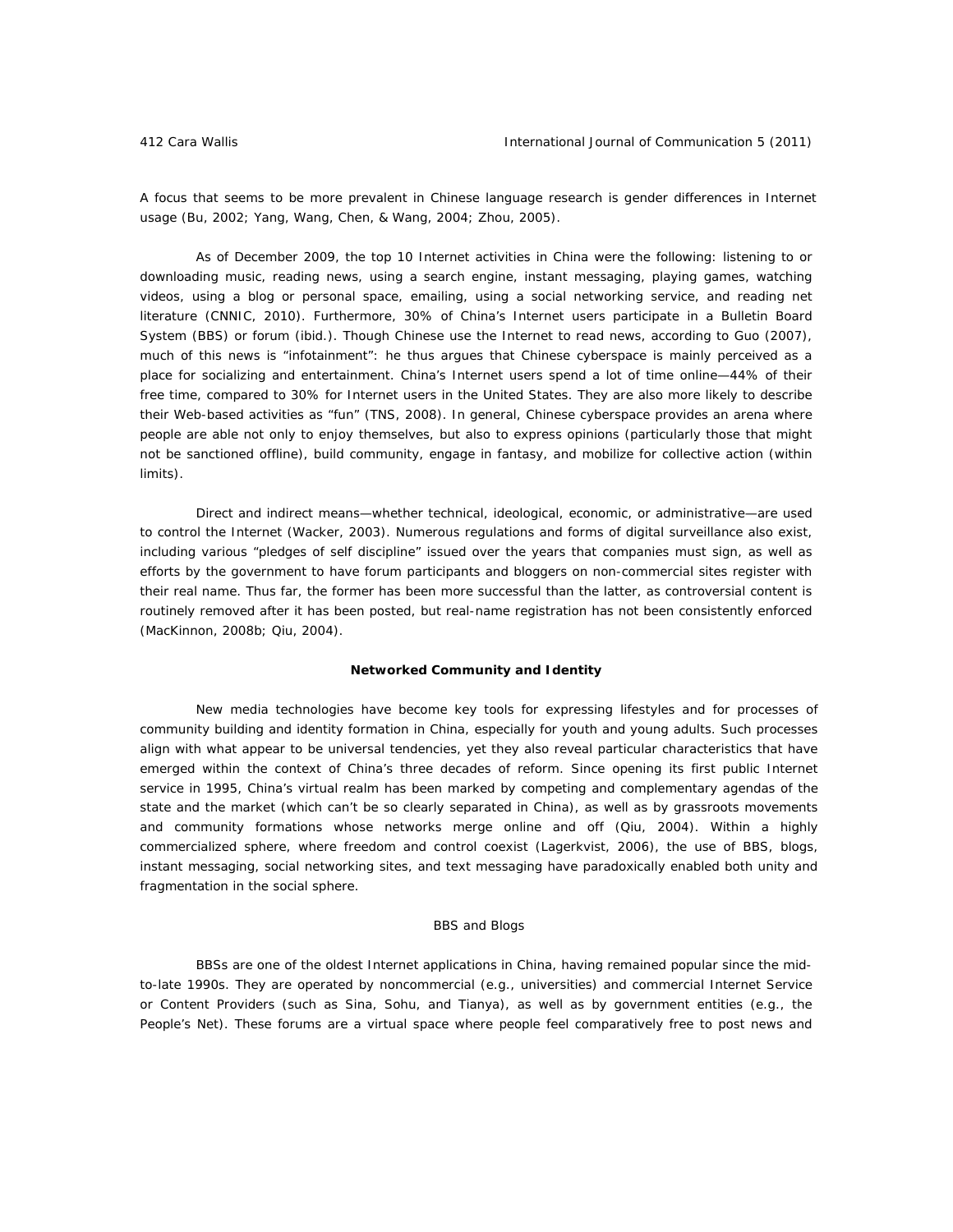A focus that seems to be more prevalent in Chinese language research is gender differences in Internet usage (Bu, 2002; Yang, Wang, Chen, & Wang, 2004; Zhou, 2005).

As of December 2009, the top 10 Internet activities in China were the following: listening to or downloading music, reading news, using a search engine, instant messaging, playing games, watching videos, using a blog or personal space, emailing, using a social networking service, and reading net literature (CNNIC, 2010). Furthermore, 30% of China's Internet users participate in a Bulletin Board System (BBS) or forum (ibid.). Though Chinese use the Internet to read news, according to Guo (2007), much of this news is "infotainment": he thus argues that Chinese cyberspace is mainly perceived as a place for socializing and entertainment. China's Internet users spend a lot of time online—44% of their free time, compared to 30% for Internet users in the United States. They are also more likely to describe their Web-based activities as "fun" (TNS, 2008). In general, Chinese cyberspace provides an arena where people are able not only to enjoy themselves, but also to express opinions (particularly those that might not be sanctioned offline), build community, engage in fantasy, and mobilize for collective action (within limits).

Direct and indirect means—whether technical, ideological, economic, or administrative—are used to control the Internet (Wacker, 2003). Numerous regulations and forms of digital surveillance also exist, including various "pledges of self discipline" issued over the years that companies must sign, as well as efforts by the government to have forum participants and bloggers on non-commercial sites register with their real name. Thus far, the former has been more successful than the latter, as controversial content is routinely removed after it has been posted, but real-name registration has not been consistently enforced (MacKinnon, 2008b; Qiu, 2004).

## Networked Community and Identity

New media technologies have become key tools for expressing lifestyles and for processes of community building and identity formation in China, especially for youth and young adults. Such processes align with what appear to be universal tendencies, yet they also reveal particular characteristics that have emerged within the context of China's three decades of reform. Since opening its first public Internet service in 1995, China's virtual realm has been marked by competing and complementary agendas of the state and the market (which can't be so clearly separated in China), as well as by grassroots movements and community formations whose networks merge online and off (Qiu, 2004). Within a highly commercialized sphere, where freedom and control coexist (Lagerkvist, 2006), the use of BBS, blogs, instant messaging, social networking sites, and text messaging have paradoxically enabled both unity and fragmentation in the social sphere.

### BBS and Blogs

BBSs are one of the oldest Internet applications in China, having remained popular since the mid-to-late 1990s. They are operated by noncommercial (e.g., universities) and commercial Internet Service or Content Providers (such as Sina, Sohu, and Tianya), as well as by government entities (e.g., the People's Net). These forums are a virtual space where people feel comparatively free to post news and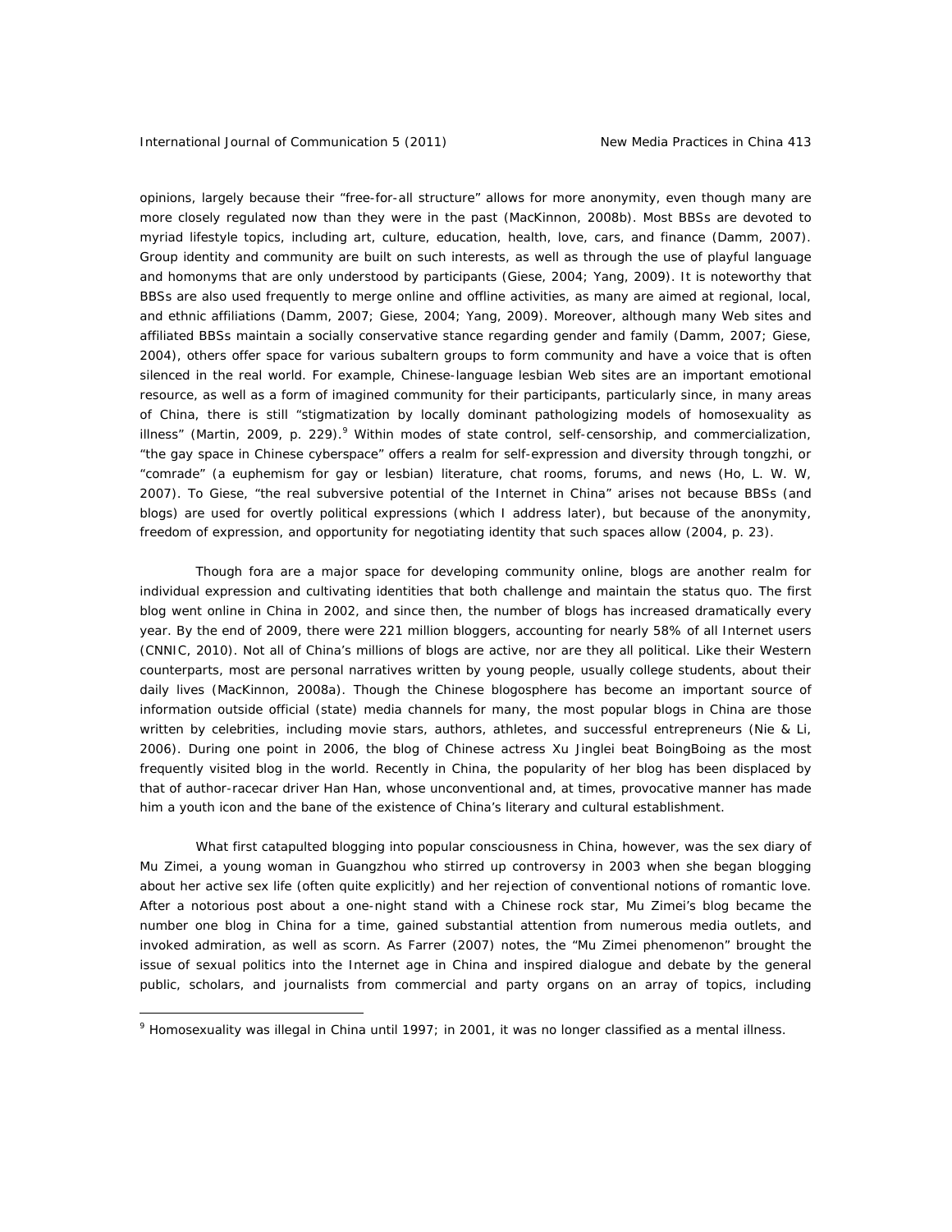opinions, largely because their "free-for-all structure" allows for more anonymity, even though many are more closely regulated now than they were in the past (MacKinnon, 2008b). Most BBSs are devoted to myriad lifestyle topics, including art, culture, education, health, love, cars, and finance (Damm, 2007). Group identity and community are built on such interests, as well as through the use of playful language and homonyms that are only understood by participants (Giese, 2004; Yang, 2009). It is noteworthy that BBSs are also used frequently to merge online and offline activities, as many are aimed at regional, local, and ethnic affiliations (Damm, 2007; Giese, 2004; Yang, 2009). Moreover, although many Web sites and affiliated BBSs maintain a socially conservative stance regarding gender and family (Damm, 2007; Giese, 2004), others offer space for various subaltern groups to form community and have a voice that is often silenced in the real world. For example, Chinese-language lesbian Web sites are an important emotional resource, as well as a form of imagined community for their participants, particularly since, in many areas of China, there is still "stigmatization by locally dominant pathologizing models of homosexuality as illness" (Martin, 2009, p. 229).[9] Within modes of state control, self-censorship, and commercialization, "the gay space in Chinese cyberspace" offers a realm for self-expression and diversity through tongzhi, or "comrade" (a euphemism for gay or lesbian) literature, chat rooms, forums, and news (Ho, L. W. W, 2007). To Giese, "the real subversive potential of the Internet in China" arises not because BBSs (and blogs) are used for overtly political expressions (which I address later), but because of the anonymity, freedom of expression, and opportunity for negotiating identity that such spaces allow (2004, p. 23).

Though fora are a major space for developing community online, blogs are another realm for individual expression and cultivating identities that both challenge and maintain the status quo. The first blog went online in China in 2002, and since then, the number of blogs has increased dramatically every year. By the end of 2009, there were 221 million bloggers, accounting for nearly 58% of all Internet users (CNNIC, 2010). Not all of China's millions of blogs are active, nor are they all political. Like their Western counterparts, most are personal narratives written by young people, usually college students, about their daily lives (MacKinnon, 2008a). Though the Chinese blogosphere has become an important source of information outside official (state) media channels for many, the most popular blogs in China are those written by celebrities, including movie stars, authors, athletes, and successful entrepreneurs (Nie & Li, 2006). During one point in 2006, the blog of Chinese actress Xu Jinglei beat BoingBoing as the most frequently visited blog in the world. Recently in China, the popularity of her blog has been displaced by that of author-racecar driver Han Han, whose unconventional and, at times, provocative manner has made him a youth icon and the bane of the existence of China's literary and cultural establishment.

What first catapulted blogging into popular consciousness in China, however, was the sex diary of Mu Zimei, a young woman in Guangzhou who stirred up controversy in 2003 when she began blogging about her active sex life (often quite explicitly) and her rejection of conventional notions of romantic love. After a notorious post about a one-night stand with a Chinese rock star, Mu Zimei's blog became the number one blog in China for a time, gained substantial attention from numerous media outlets, and invoked admiration, as well as scorn. As Farrer (2007) notes, the "Mu Zimei phenomenon" brought the issue of sexual politics into the Internet age in China and inspired dialogue and debate by the general public, scholars, and journalists from commercial and party organs on an array of topics, including

---

[9] Homosexuality was illegal in China until 1997; in 2001, it was no longer classified as a mental illness.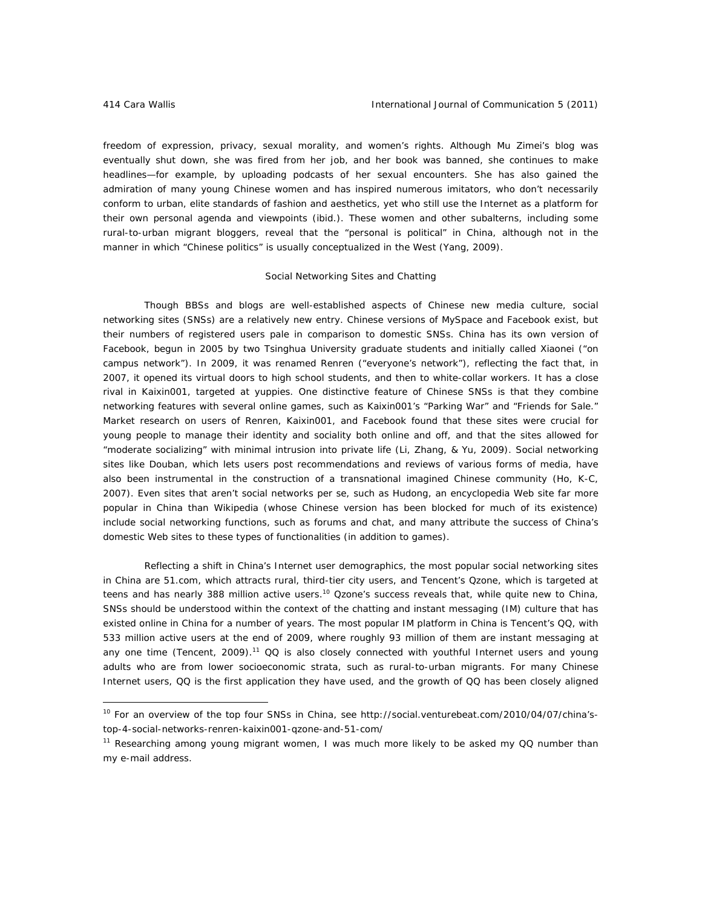freedom of expression, privacy, sexual morality, and women's rights. Although Mu Zimei's blog was eventually shut down, she was fired from her job, and her book was banned, she continues to make headlines—for example, by uploading podcasts of her sexual encounters. She has also gained the admiration of many young Chinese women and has inspired numerous imitators, who don't necessarily conform to urban, elite standards of fashion and aesthetics, yet who still use the Internet as a platform for their own personal agenda and viewpoints (ibid.). These women and other subalterns, including some rural-to-urban migrant bloggers, reveal that the "personal is political" in China, although not in the manner in which "Chinese politics" is usually conceptualized in the West (Yang, 2009).

## Social Networking Sites and Chatting

Though BBSs and blogs are well-established aspects of Chinese new media culture, social networking sites (SNSs) are a relatively new entry. Chinese versions of MySpace and Facebook exist, but their numbers of registered users pale in comparison to domestic SNSs. China has its own version of Facebook, begun in 2005 by two Tsinghua University graduate students and initially called Xiaonei ("on campus network"). In 2009, it was renamed Renren ("everyone's network"), reflecting the fact that, in 2007, it opened its virtual doors to high school students, and then to white-collar workers. It has a close rival in Kaixin001, targeted at yuppies. One distinctive feature of Chinese SNSs is that they combine networking features with several online games, such as Kaixin001's "Parking War" and "Friends for Sale." Market research on users of Renren, Kaixin001, and Facebook found that these sites were crucial for young people to manage their identity and sociality both online and off, and that the sites allowed for "moderate socializing" with minimal intrusion into private life (Li, Zhang, & Yu, 2009). Social networking sites like Douban, which lets users post recommendations and reviews of various forms of media, have also been instrumental in the construction of a transnational imagined Chinese community (Ho, K-C, 2007). Even sites that aren't social networks per se, such as Hudong, an encyclopedia Web site far more popular in China than Wikipedia (whose Chinese version has been blocked for much of its existence) include social networking functions, such as forums and chat, and many attribute the success of China's domestic Web sites to these types of functionalities (in addition to games).

Reflecting a shift in China's Internet user demographics, the most popular social networking sites in China are 51.com, which attracts rural, third-tier city users, and Tencent's Qzone, which is targeted at teens and has nearly 388 million active users.[10] Qzone's success reveals that, while quite new to China, SNSs should be understood within the context of the chatting and instant messaging (IM) culture that has existed online in China for a number of years. The most popular IM platform in China is Tencent's QQ, with 533 million active users at the end of 2009, where roughly 93 million of them are instant messaging at any one time (Tencent, 2009).[11] QQ is also closely connected with youthful Internet users and young adults who are from lower socioeconomic strata, such as rural-to-urban migrants. For many Chinese Internet users, QQ is the first application they have used, and the growth of QQ has been closely aligned

---

[10] For an overview of the top four SNSs in China, see http://social.venturebeat.com/2010/04/07/china's-top-4-social-networks-renren-kaixin001-qzone-and-51-com/

[11] Researching among young migrant women, I was much more likely to be asked my QQ number than my e-mail address.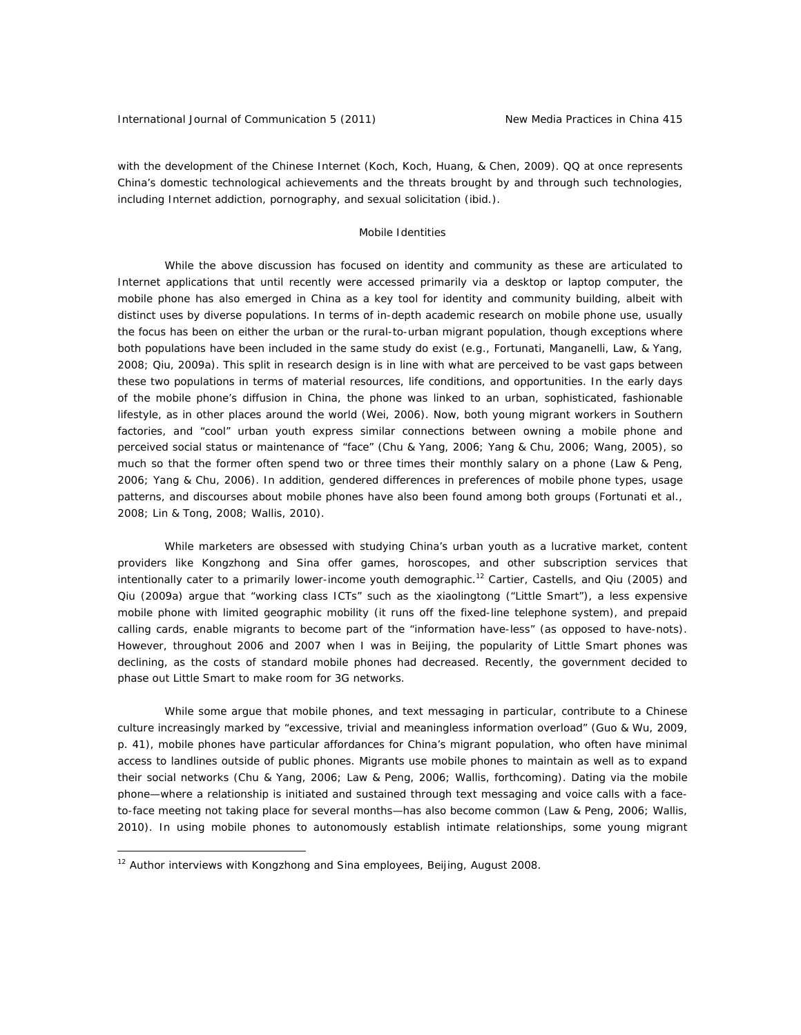with the development of the Chinese Internet (Koch, Koch, Huang, & Chen, 2009). QQ at once represents China's domestic technological achievements and the threats brought by and through such technologies, including Internet addiction, pornography, and sexual solicitation (ibid.).

## Mobile Identities

While the above discussion has focused on identity and community as these are articulated to Internet applications that until recently were accessed primarily via a desktop or laptop computer, the mobile phone has also emerged in China as a key tool for identity and community building, albeit with distinct uses by diverse populations. In terms of in-depth academic research on mobile phone use, usually the focus has been on either the urban or the rural-to-urban migrant population, though exceptions where both populations have been included in the same study do exist (e.g., Fortunati, Manganelli, Law, & Yang, 2008; Qiu, 2009a). This split in research design is in line with what are perceived to be vast gaps between these two populations in terms of material resources, life conditions, and opportunities. In the early days of the mobile phone's diffusion in China, the phone was linked to an urban, sophisticated, fashionable lifestyle, as in other places around the world (Wei, 2006). Now, both young migrant workers in Southern factories, and "cool" urban youth express similar connections between owning a mobile phone and perceived social status or maintenance of "face" (Chu & Yang, 2006; Yang & Chu, 2006; Wang, 2005), so much so that the former often spend two or three times their monthly salary on a phone (Law & Peng, 2006; Yang & Chu, 2006). In addition, gendered differences in preferences of mobile phone types, usage patterns, and discourses about mobile phones have also been found among both groups (Fortunati et al., 2008; Lin & Tong, 2008; Wallis, 2010).

While marketers are obsessed with studying China's urban youth as a lucrative market, content providers like Kongzhong and Sina offer games, horoscopes, and other subscription services that intentionally cater to a primarily lower-income youth demographic.[12] Cartier, Castells, and Qiu (2005) and Qiu (2009a) argue that "working class ICTs" such as the xiaolingtong ("Little Smart"), a less expensive mobile phone with limited geographic mobility (it runs off the fixed-line telephone system), and prepaid calling cards, enable migrants to become part of the "information have-less" (as opposed to have-nots). However, throughout 2006 and 2007 when I was in Beijing, the popularity of Little Smart phones was declining, as the costs of standard mobile phones had decreased. Recently, the government decided to phase out Little Smart to make room for 3G networks.

While some argue that mobile phones, and text messaging in particular, contribute to a Chinese culture increasingly marked by "excessive, trivial and meaningless information overload" (Guo & Wu, 2009, p. 41), mobile phones have particular affordances for China's migrant population, who often have minimal access to landlines outside of public phones. Migrants use mobile phones to maintain as well as to expand their social networks (Chu & Yang, 2006; Law & Peng, 2006; Wallis, forthcoming). Dating via the mobile phone—where a relationship is initiated and sustained through text messaging and voice calls with a face-to-face meeting not taking place for several months—has also become common (Law & Peng, 2006; Wallis, 2010). In using mobile phones to autonomously establish intimate relationships, some young migrant

[12] Author interviews with Kongzhong and Sina employees, Beijing, August 2008.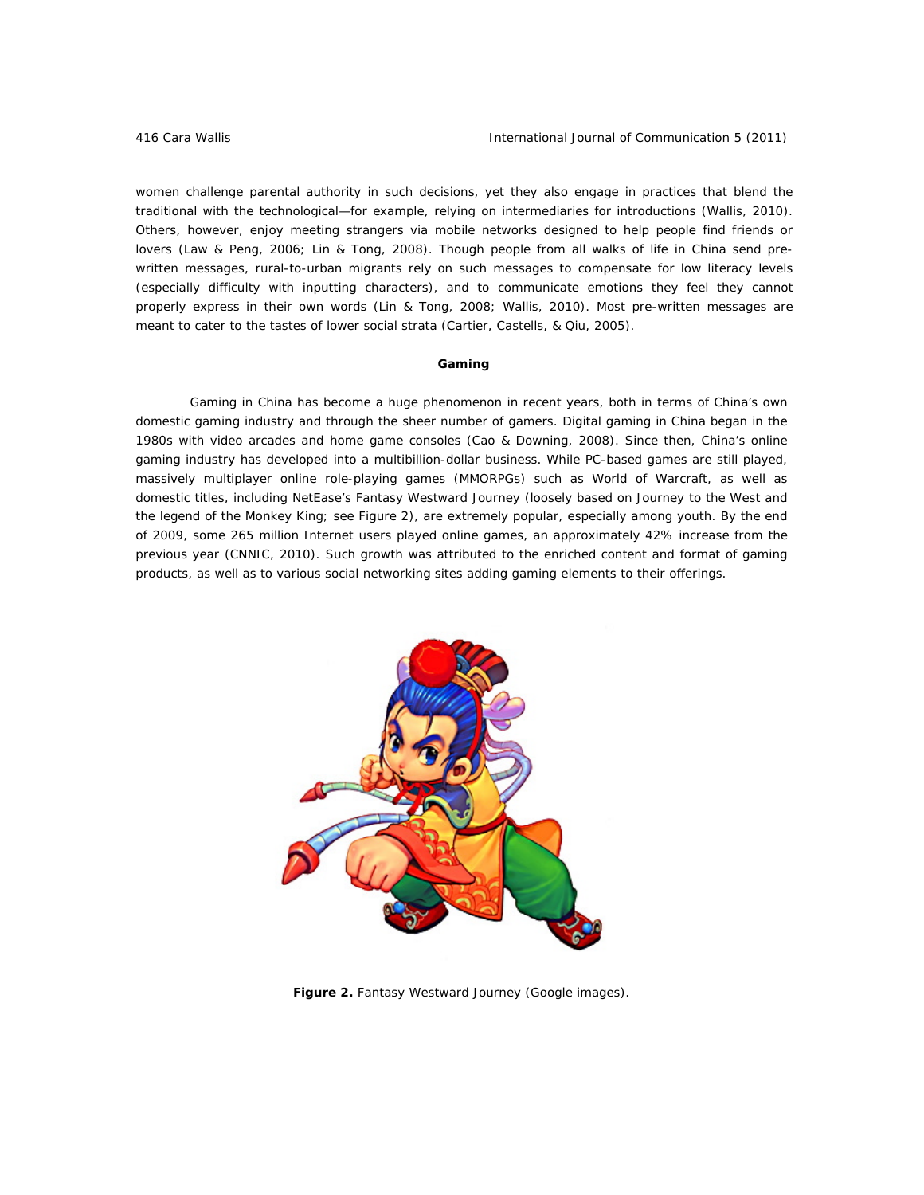women challenge parental authority in such decisions, yet they also engage in practices that blend the traditional with the technological—for example, relying on intermediaries for introductions (Wallis, 2010). Others, however, enjoy meeting strangers via mobile networks designed to help people find friends or lovers (Law & Peng, 2006; Lin & Tong, 2008). Though people from all walks of life in China send pre-written messages, rural-to-urban migrants rely on such messages to compensate for low literacy levels (especially difficulty with inputting characters), and to communicate emotions they feel they cannot properly express in their own words (Lin & Tong, 2008; Wallis, 2010). Most pre-written messages are meant to cater to the tastes of lower social strata (Cartier, Castells, & Qiu, 2005).

### Gaming

Gaming in China has become a huge phenomenon in recent years, both in terms of China's own domestic gaming industry and through the sheer number of gamers. Digital gaming in China began in the 1980s with video arcades and home game consoles (Cao & Downing, 2008). Since then, China's online gaming industry has developed into a multibillion-dollar business. While PC-based games are still played, massively multiplayer online role-playing games (MMORPGs) such as World of Warcraft, as well as domestic titles, including NetEase's Fantasy Westward Journey (loosely based on Journey to the West and the legend of the Monkey King; see Figure 2), are extremely popular, especially among youth. By the end of 2009, some 265 million Internet users played online games, an approximately 42% increase from the previous year (CNNIC, 2010). Such growth was attributed to the enriched content and format of gaming products, as well as to various social networking sites adding gaming elements to their offerings.

**Figure 2.** Fantasy Westward Journey (Google images).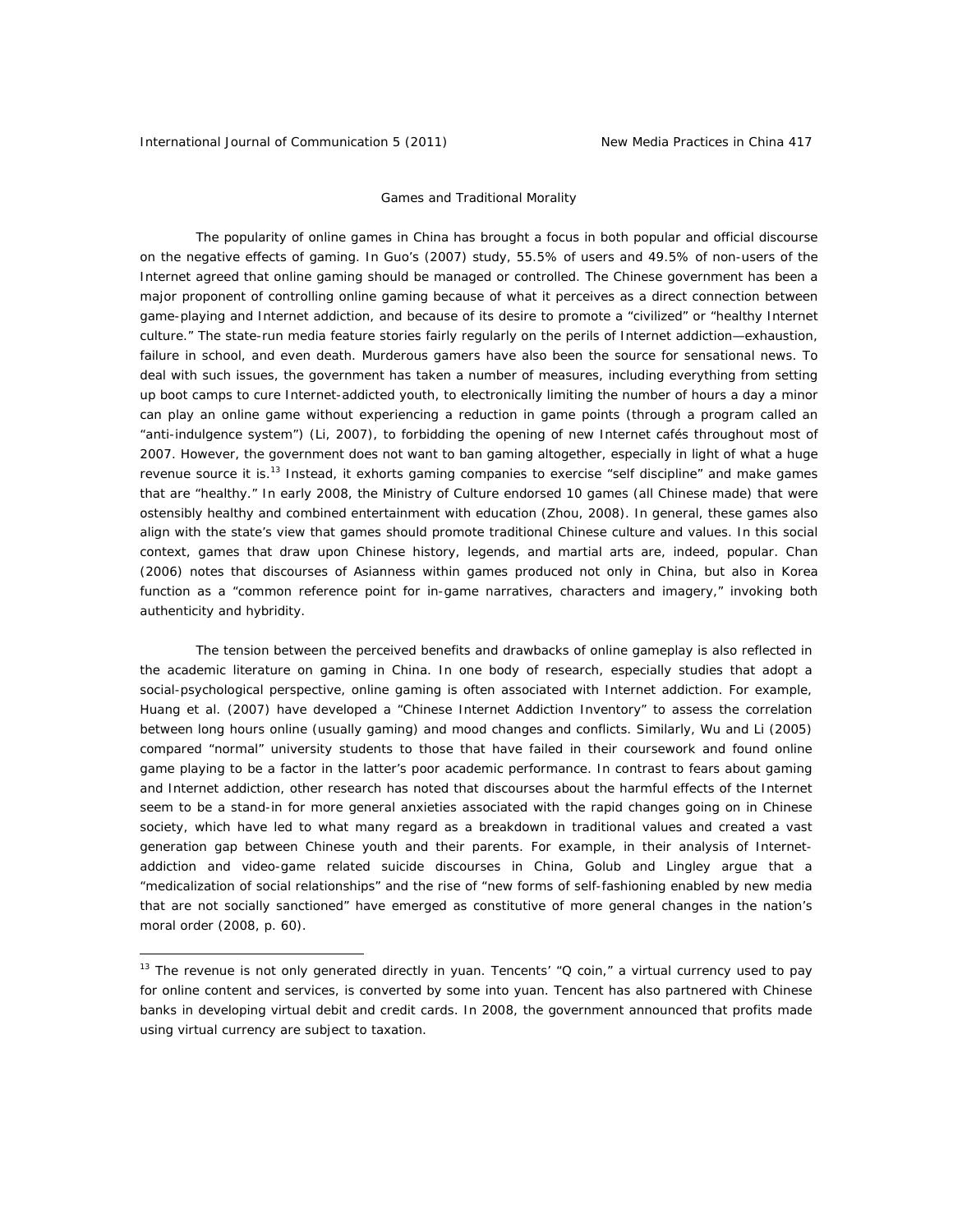## Games and Traditional Morality

The popularity of online games in China has brought a focus in both popular and official discourse on the negative effects of gaming. In Guo's (2007) study, 55.5% of users and 49.5% of non-users of the Internet agreed that online gaming should be managed or controlled. The Chinese government has been a major proponent of controlling online gaming because of what it perceives as a direct connection between game-playing and Internet addiction, and because of its desire to promote a "civilized" or "healthy Internet culture." The state-run media feature stories fairly regularly on the perils of Internet addiction—exhaustion, failure in school, and even death. Murderous gamers have also been the source for sensational news. To deal with such issues, the government has taken a number of measures, including everything from setting up boot camps to cure Internet-addicted youth, to electronically limiting the number of hours a day a minor can play an online game without experiencing a reduction in game points (through a program called an "anti-indulgence system") (Li, 2007), to forbidding the opening of new Internet cafés throughout most of 2007. However, the government does not want to ban gaming altogether, especially in light of what a huge revenue source it is.[13] Instead, it exhorts gaming companies to exercise "self discipline" and make games that are "healthy." In early 2008, the Ministry of Culture endorsed 10 games (all Chinese made) that were ostensibly healthy and combined entertainment with education (Zhou, 2008). In general, these games also align with the state's view that games should promote traditional Chinese culture and values. In this social context, games that draw upon Chinese history, legends, and martial arts are, indeed, popular. Chan (2006) notes that discourses of Asianness within games produced not only in China, but also in Korea function as a "common reference point for in-game narratives, characters and imagery," invoking both authenticity and hybridity.

The tension between the perceived benefits and drawbacks of online gameplay is also reflected in the academic literature on gaming in China. In one body of research, especially studies that adopt a social-psychological perspective, online gaming is often associated with Internet addiction. For example, Huang et al. (2007) have developed a "Chinese Internet Addiction Inventory" to assess the correlation between long hours online (usually gaming) and mood changes and conflicts. Similarly, Wu and Li (2005) compared "normal" university students to those that have failed in their coursework and found online game playing to be a factor in the latter's poor academic performance. In contrast to fears about gaming and Internet addiction, other research has noted that discourses about the harmful effects of the Internet seem to be a stand-in for more general anxieties associated with the rapid changes going on in Chinese society, which have led to what many regard as a breakdown in traditional values and created a vast generation gap between Chinese youth and their parents. For example, in their analysis of Internet-addiction and video-game related suicide discourses in China, Golub and Lingley argue that a "medicalization of social relationships" and the rise of "new forms of self-fashioning enabled by new media that are not socially sanctioned" have emerged as constitutive of more general changes in the nation's moral order (2008, p. 60).

[13] The revenue is not only generated directly in yuan. Tencents' "Q coin," a virtual currency used to pay for online content and services, is converted by some into yuan. Tencent has also partnered with Chinese banks in developing virtual debit and credit cards. In 2008, the government announced that profits made using virtual currency are subject to taxation.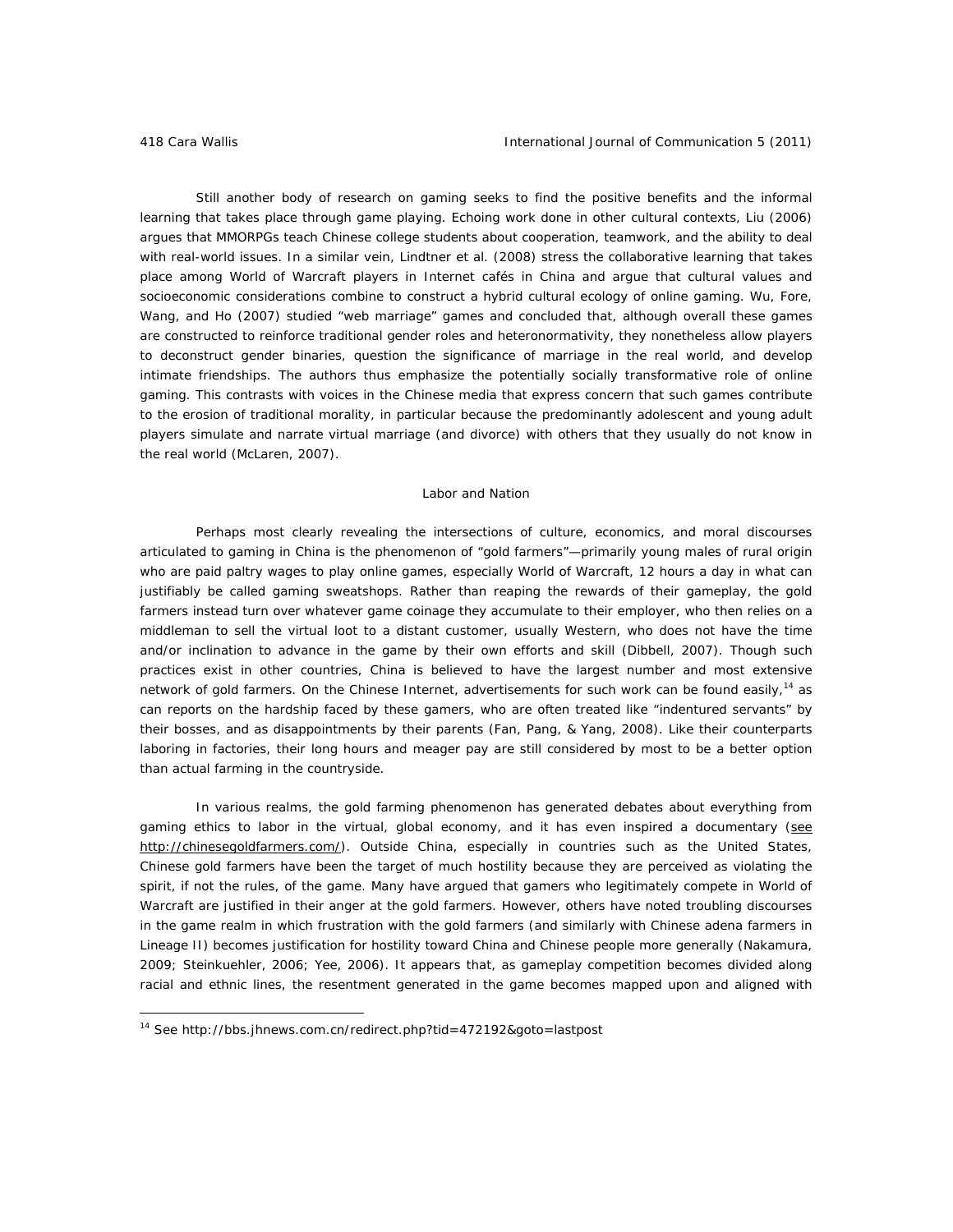Still another body of research on gaming seeks to find the positive benefits and the informal learning that takes place through game playing. Echoing work done in other cultural contexts, Liu (2006) argues that MMORPGs teach Chinese college students about cooperation, teamwork, and the ability to deal with real-world issues. In a similar vein, Lindtner et al. (2008) stress the collaborative learning that takes place among World of Warcraft players in Internet cafés in China and argue that cultural values and socioeconomic considerations combine to construct a hybrid cultural ecology of online gaming. Wu, Fore, Wang, and Ho (2007) studied "web marriage" games and concluded that, although overall these games are constructed to reinforce traditional gender roles and heteronormativity, they nonetheless allow players to deconstruct gender binaries, question the significance of marriage in the real world, and develop intimate friendships. The authors thus emphasize the potentially socially transformative role of online gaming. This contrasts with voices in the Chinese media that express concern that such games contribute to the erosion of traditional morality, in particular because the predominantly adolescent and young adult players simulate and narrate virtual marriage (and divorce) with others that they usually do not know in the real world (McLaren, 2007).

## Labor and Nation

Perhaps most clearly revealing the intersections of culture, economics, and moral discourses articulated to gaming in China is the phenomenon of "gold farmers"—primarily young males of rural origin who are paid paltry wages to play online games, especially World of Warcraft, 12 hours a day in what can justifiably be called gaming sweatshops. Rather than reaping the rewards of their gameplay, the gold farmers instead turn over whatever game coinage they accumulate to their employer, who then relies on a middleman to sell the virtual loot to a distant customer, usually Western, who does not have the time and/or inclination to advance in the game by their own efforts and skill (Dibbell, 2007). Though such practices exist in other countries, China is believed to have the largest number and most extensive network of gold farmers. On the Chinese Internet, advertisements for such work can be found easily,[14] as can reports on the hardship faced by these gamers, who are often treated like "indentured servants" by their bosses, and as disappointments by their parents (Fan, Pang, & Yang, 2008). Like their counterparts laboring in factories, their long hours and meager pay are still considered by most to be a better option than actual farming in the countryside.

In various realms, the gold farming phenomenon has generated debates about everything from gaming ethics to labor in the virtual, global economy, and it has even inspired a documentary (see http://chinesegoldfarmers.com/). Outside China, especially in countries such as the United States, Chinese gold farmers have been the target of much hostility because they are perceived as violating the spirit, if not the rules, of the game. Many have argued that gamers who legitimately compete in World of Warcraft are justified in their anger at the gold farmers. However, others have noted troubling discourses in the game realm in which frustration with the gold farmers (and similarly with Chinese adena farmers in Lineage II) becomes justification for hostility toward China and Chinese people more generally (Nakamura, 2009; Steinkuehler, 2006; Yee, 2006). It appears that, as gameplay competition becomes divided along racial and ethnic lines, the resentment generated in the game becomes mapped upon and aligned with

[14] See http://bbs.jhnews.com.cn/redirect.php?tid=472192&goto=lastpost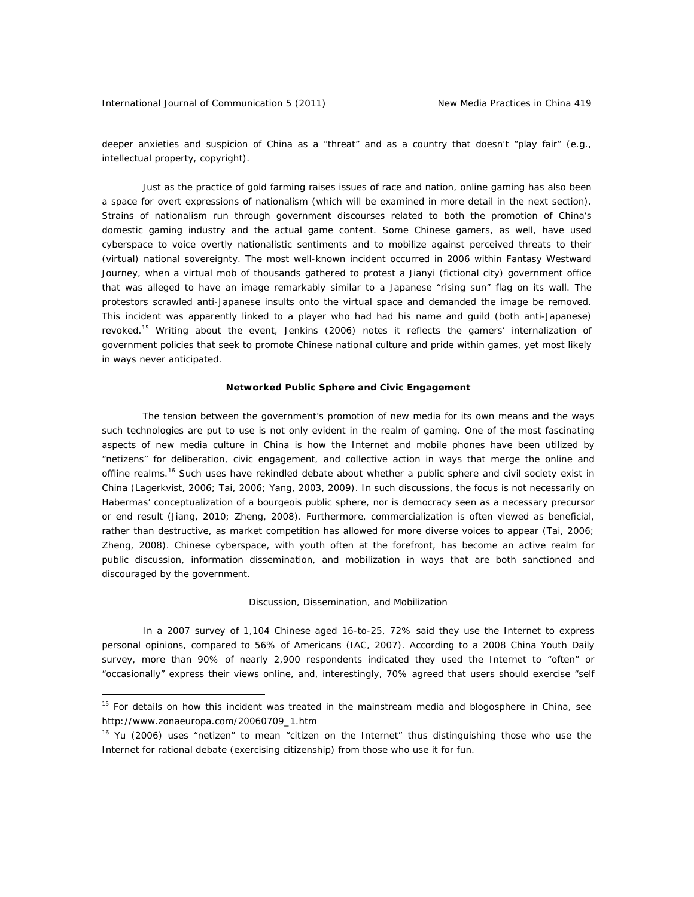deeper anxieties and suspicion of China as a "threat" and as a country that doesn't "play fair" (e.g., intellectual property, copyright).

Just as the practice of gold farming raises issues of race and nation, online gaming has also been a space for overt expressions of nationalism (which will be examined in more detail in the next section). Strains of nationalism run through government discourses related to both the promotion of China's domestic gaming industry and the actual game content. Some Chinese gamers, as well, have used cyberspace to voice overtly nationalistic sentiments and to mobilize against perceived threats to their (virtual) national sovereignty. The most well-known incident occurred in 2006 within Fantasy Westward Journey, when a virtual mob of thousands gathered to protest a Jianyi (fictional city) government office that was alleged to have an image remarkably similar to a Japanese "rising sun" flag on its wall. The protestors scrawled anti-Japanese insults onto the virtual space and demanded the image be removed. This incident was apparently linked to a player who had had his name and guild (both anti-Japanese) revoked.[15] Writing about the event, Jenkins (2006) notes it reflects the gamers' internalization of government policies that seek to promote Chinese national culture and pride within games, yet most likely in ways never anticipated.

## Networked Public Sphere and Civic Engagement

The tension between the government's promotion of new media for its own means and the ways such technologies are put to use is not only evident in the realm of gaming. One of the most fascinating aspects of new media culture in China is how the Internet and mobile phones have been utilized by "netizens" for deliberation, civic engagement, and collective action in ways that merge the online and offline realms.[16] Such uses have rekindled debate about whether a public sphere and civil society exist in China (Lagerkvist, 2006; Tai, 2006; Yang, 2003, 2009). In such discussions, the focus is not necessarily on Habermas' conceptualization of a bourgeois public sphere, nor is democracy seen as a necessary precursor or end result (Jiang, 2010; Zheng, 2008). Furthermore, commercialization is often viewed as beneficial, rather than destructive, as market competition has allowed for more diverse voices to appear (Tai, 2006; Zheng, 2008). Chinese cyberspace, with youth often at the forefront, has become an active realm for public discussion, information dissemination, and mobilization in ways that are both sanctioned and discouraged by the government.

### Discussion, Dissemination, and Mobilization

In a 2007 survey of 1,104 Chinese aged 16-to-25, 72% said they use the Internet to express personal opinions, compared to 56% of Americans (IAC, 2007). According to a 2008 China Youth Daily survey, more than 90% of nearly 2,900 respondents indicated they used the Internet to "often" or "occasionally" express their views online, and, interestingly, 70% agreed that users should exercise "self

---

[15] For details on how this incident was treated in the mainstream media and blogosphere in China, see http://www.zonaeuropa.com/20060709_1.htm

[16] Yu (2006) uses "netizen" to mean "citizen on the Internet" thus distinguishing those who use the Internet for rational debate (exercising citizenship) from those who use it for fun.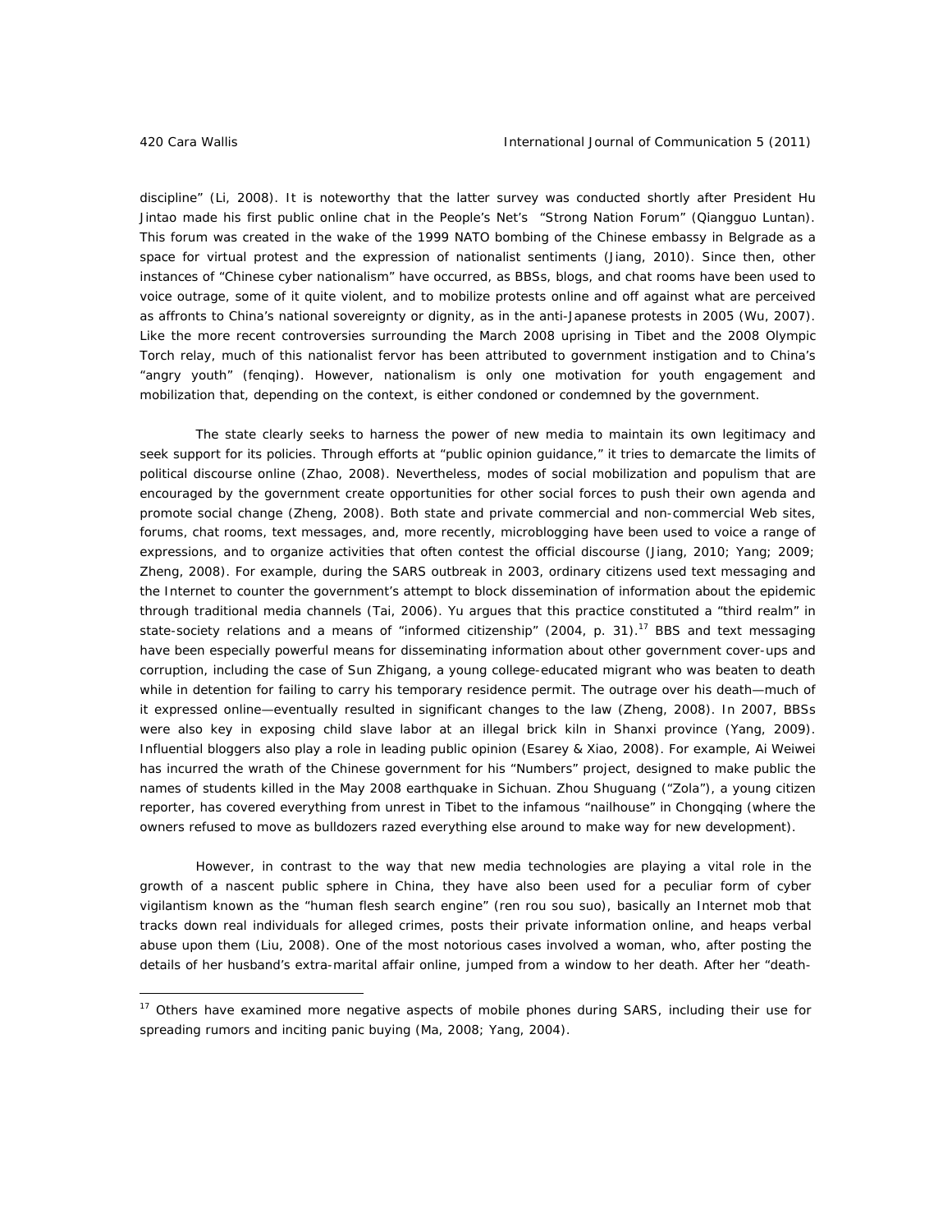discipline" (Li, 2008). It is noteworthy that the latter survey was conducted shortly after President Hu Jintao made his first public online chat in the People's Net's "Strong Nation Forum" (*Qiangguo Luntan*). This forum was created in the wake of the 1999 NATO bombing of the Chinese embassy in Belgrade as a space for virtual protest and the expression of nationalist sentiments (Jiang, 2010). Since then, other instances of "Chinese cyber nationalism" have occurred, as BBSs, blogs, and chat rooms have been used to voice outrage, some of it quite violent, and to mobilize protests online and off against what are perceived as affronts to China's national sovereignty or dignity, as in the anti-Japanese protests in 2005 (Wu, 2007). Like the more recent controversies surrounding the March 2008 uprising in Tibet and the 2008 Olympic Torch relay, much of this nationalist fervor has been attributed to government instigation and to China's "angry youth" (*fenqing*). However, nationalism is only one motivation for youth engagement and mobilization that, depending on the context, is either condoned or condemned by the government.

The state clearly seeks to harness the power of new media to maintain its own legitimacy and seek support for its policies. Through efforts at "public opinion guidance," it tries to demarcate the limits of political discourse online (Zhao, 2008). Nevertheless, modes of social mobilization and populism that are encouraged by the government create opportunities for other social forces to push their own agenda and promote social change (Zheng, 2008). Both state and private commercial and non-commercial Web sites, forums, chat rooms, text messages, and, more recently, microblogging have been used to voice a range of expressions, and to organize activities that often contest the official discourse (Jiang, 2010; Yang; 2009; Zheng, 2008). For example, during the SARS outbreak in 2003, ordinary citizens used text messaging and the Internet to counter the government's attempt to block dissemination of information about the epidemic through traditional media channels (Tai, 2006). Yu argues that this practice constituted a "third realm" in state-society relations and a means of "informed citizenship" (2004, p. 31).[17] BBS and text messaging have been especially powerful means for disseminating information about other government cover-ups and corruption, including the case of Sun Zhigang, a young college-educated migrant who was beaten to death while in detention for failing to carry his temporary residence permit. The outrage over his death—much of it expressed online—eventually resulted in significant changes to the law (Zheng, 2008). In 2007, BBSs were also key in exposing child slave labor at an illegal brick kiln in Shanxi province (Yang, 2009). Influential bloggers also play a role in leading public opinion (Esarey & Xiao, 2008). For example, Ai Weiwei has incurred the wrath of the Chinese government for his "Numbers" project, designed to make public the names of students killed in the May 2008 earthquake in Sichuan. Zhou Shuguang ("Zola"), a young citizen reporter, has covered everything from unrest in Tibet to the infamous "nailhouse" in Chongqing (where the owners refused to move as bulldozers razed everything else around to make way for new development).

However, in contrast to the way that new media technologies are playing a vital role in the growth of a nascent public sphere in China, they have also been used for a peculiar form of cyber vigilantism known as the "human flesh search engine" (*ren rou sou suo*), basically an Internet mob that tracks down real individuals for alleged crimes, posts their private information online, and heaps verbal abuse upon them (Liu, 2008). One of the most notorious cases involved a woman, who, after posting the details of her husband's extra-marital affair online, jumped from a window to her death. After her "death-

---

[17] Others have examined more negative aspects of mobile phones during SARS, including their use for spreading rumors and inciting panic buying (Ma, 2008; Yang, 2004).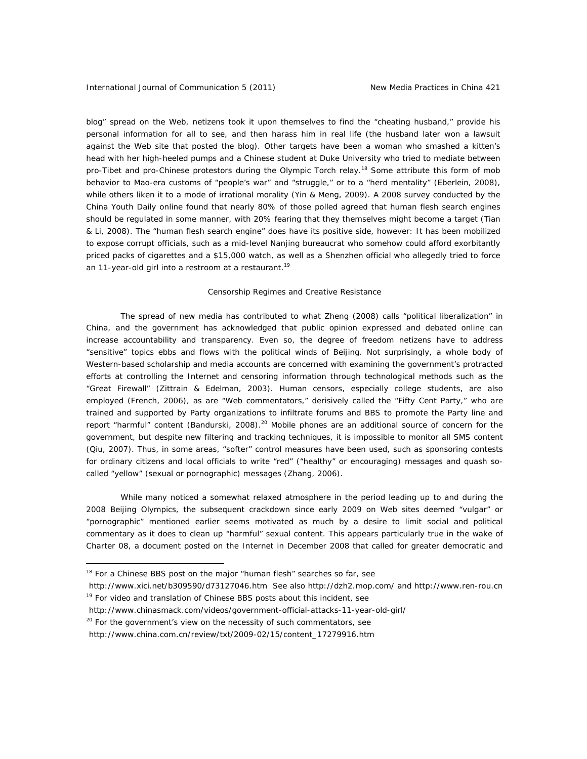blog" spread on the Web, netizens took it upon themselves to find the "cheating husband," provide his personal information for all to see, and then harass him in real life (the husband later won a lawsuit against the Web site that posted the blog). Other targets have been a woman who smashed a kitten's head with her high-heeled pumps and a Chinese student at Duke University who tried to mediate between pro-Tibet and pro-Chinese protestors during the Olympic Torch relay.[18] Some attribute this form of mob behavior to Mao-era customs of "people's war" and "struggle," or to a "herd mentality" (Eberlein, 2008), while others liken it to a mode of irrational morality (Yin & Meng, 2009). A 2008 survey conducted by the China Youth Daily online found that nearly 80% of those polled agreed that human flesh search engines should be regulated in some manner, with 20% fearing that they themselves might become a target (Tian & Li, 2008). The "human flesh search engine" does have its positive side, however: It has been mobilized to expose corrupt officials, such as a mid-level Nanjing bureaucrat who somehow could afford exorbitantly priced packs of cigarettes and a $15,000 watch, as well as a Shenzhen official who allegedly tried to force an 11-year-old girl into a restroom at a restaurant.[19]

## Censorship Regimes and Creative Resistance

The spread of new media has contributed to what Zheng (2008) calls "political liberalization" in China, and the government has acknowledged that public opinion expressed and debated online can increase accountability and transparency. Even so, the degree of freedom netizens have to address "sensitive" topics ebbs and flows with the political winds of Beijing. Not surprisingly, a whole body of Western-based scholarship and media accounts are concerned with examining the government's protracted efforts at controlling the Internet and censoring information through technological methods such as the "Great Firewall" (Zittrain & Edelman, 2003). Human censors, especially college students, are also employed (French, 2006), as are "Web commentators," derisively called the "Fifty Cent Party," who are trained and supported by Party organizations to infiltrate forums and BBS to promote the Party line and report "harmful" content (Bandurski, 2008).[20] Mobile phones are an additional source of concern for the government, but despite new filtering and tracking techniques, it is impossible to monitor all SMS content (Qiu, 2007). Thus, in some areas, "softer" control measures have been used, such as sponsoring contests for ordinary citizens and local officials to write "red" ("healthy" or encouraging) messages and quash so-called "yellow" (sexual or pornographic) messages (Zhang, 2006).

While many noticed a somewhat relaxed atmosphere in the period leading up to and during the 2008 Beijing Olympics, the subsequent crackdown since early 2009 on Web sites deemed "vulgar" or "pornographic" mentioned earlier seems motivated as much by a desire to limit social and political commentary as it does to clean up "harmful" sexual content. This appears particularly true in the wake of Charter 08, a document posted on the Internet in December 2008 that called for greater democratic and

---

[18] For a Chinese BBS post on the major "human flesh" searches so far, see http://www.xici.net/b309590/d73127046.htm See also http://dzh2.mop.com/ and http://www.ren-rou.cn

[19] For video and translation of Chinese BBS posts about this incident, see http://www.chinasmack.com/videos/government-official-attacks-11-year-old-girl/

[20] For the government's view on the necessity of such commentators, see http://www.china.com.cn/review/txt/2009-02/15/content_17279916.htm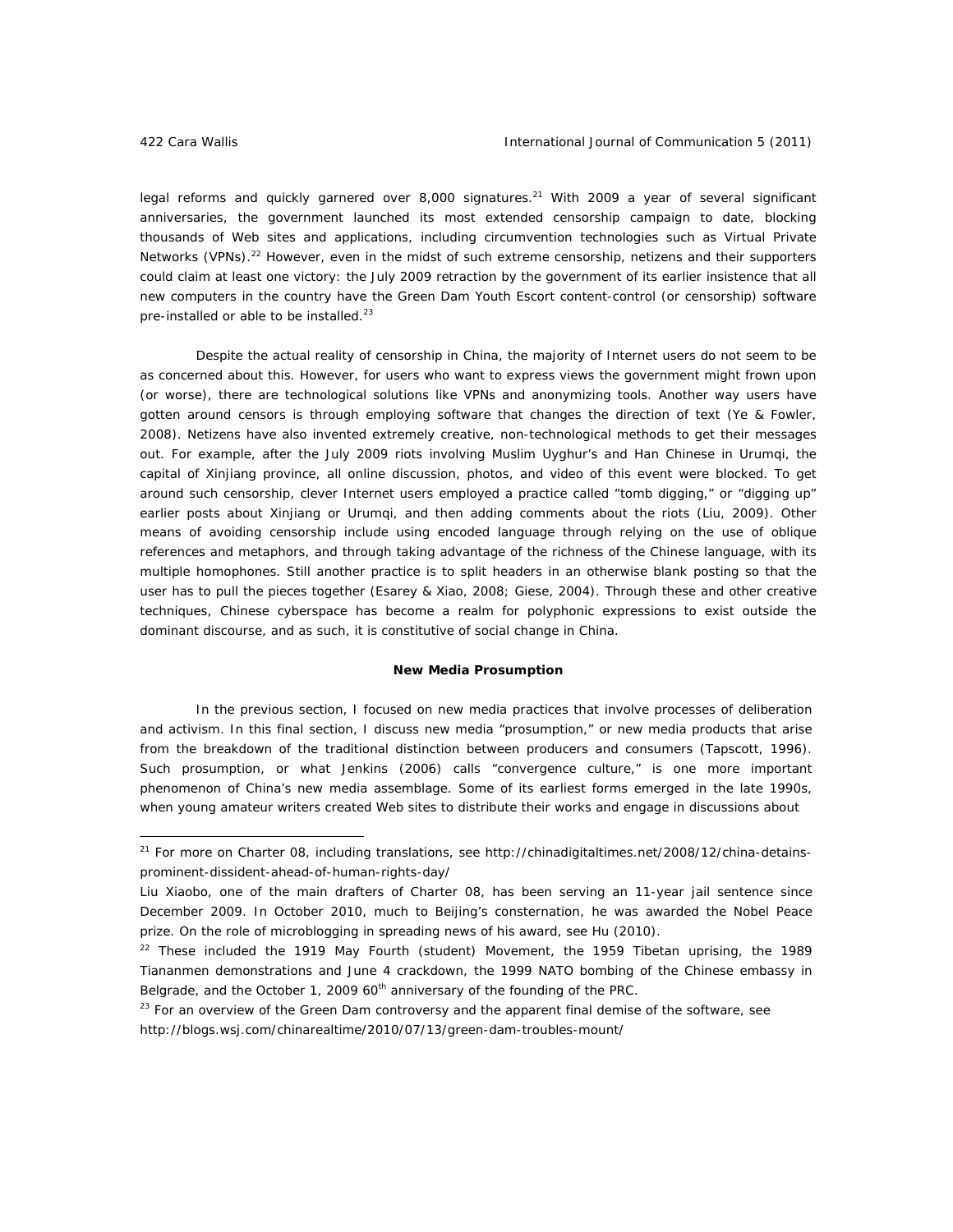legal reforms and quickly garnered over 8,000 signatures.[21] With 2009 a year of several significant anniversaries, the government launched its most extended censorship campaign to date, blocking thousands of Web sites and applications, including circumvention technologies such as Virtual Private Networks (VPNs).[22] However, even in the midst of such extreme censorship, netizens and their supporters could claim at least one victory: the July 2009 retraction by the government of its earlier insistence that all new computers in the country have the Green Dam Youth Escort content-control (or censorship) software pre-installed or able to be installed.[23]

Despite the actual reality of censorship in China, the majority of Internet users do not seem to be as concerned about this. However, for users who want to express views the government might frown upon (or worse), there are technological solutions like VPNs and anonymizing tools. Another way users have gotten around censors is through employing software that changes the direction of text (Ye & Fowler, 2008). Netizens have also invented extremely creative, non-technological methods to get their messages out. For example, after the July 2009 riots involving Muslim Uyghur's and Han Chinese in Urumqi, the capital of Xinjiang province, all online discussion, photos, and video of this event were blocked. To get around such censorship, clever Internet users employed a practice called "tomb digging," or "digging up" earlier posts about Xinjiang or Urumqi, and then adding comments about the riots (Liu, 2009). Other means of avoiding censorship include using encoded language through relying on the use of oblique references and metaphors, and through taking advantage of the richness of the Chinese language, with its multiple homophones. Still another practice is to split headers in an otherwise blank posting so that the user has to pull the pieces together (Esarey & Xiao, 2008; Giese, 2004). Through these and other creative techniques, Chinese cyberspace has become a realm for polyphonic expressions to exist outside the dominant discourse, and as such, it is constitutive of social change in China.

## New Media Prosumption

In the previous section, I focused on new media practices that involve processes of deliberation and activism. In this final section, I discuss new media "prosumption," or new media products that arise from the breakdown of the traditional distinction between producers and consumers (Tapscott, 1996). Such prosumption, or what Jenkins (2006) calls "convergence culture," is one more important phenomenon of China's new media assemblage. Some of its earliest forms emerged in the late 1990s, when young amateur writers created Web sites to distribute their works and engage in discussions about

---

[21] For more on Charter 08, including translations, see http://chinadigitaltimes.net/2008/12/china-detains-prominent-dissident-ahead-of-human-rights-day/

Liu Xiaobo, one of the main drafters of Charter 08, has been serving an 11-year jail sentence since December 2009. In October 2010, much to Beijing's consternation, he was awarded the Nobel Peace prize. On the role of microblogging in spreading news of his award, see Hu (2010).

[22] These included the 1919 May Fourth (student) Movement, the 1959 Tibetan uprising, the 1989 Tiananmen demonstrations and June 4 crackdown, the 1999 NATO bombing of the Chinese embassy in Belgrade, and the October 1, 2009 60th anniversary of the founding of the PRC.

[23] For an overview of the Green Dam controversy and the apparent final demise of the software, see http://blogs.wsj.com/chinarealtime/2010/07/13/green-dam-troubles-mount/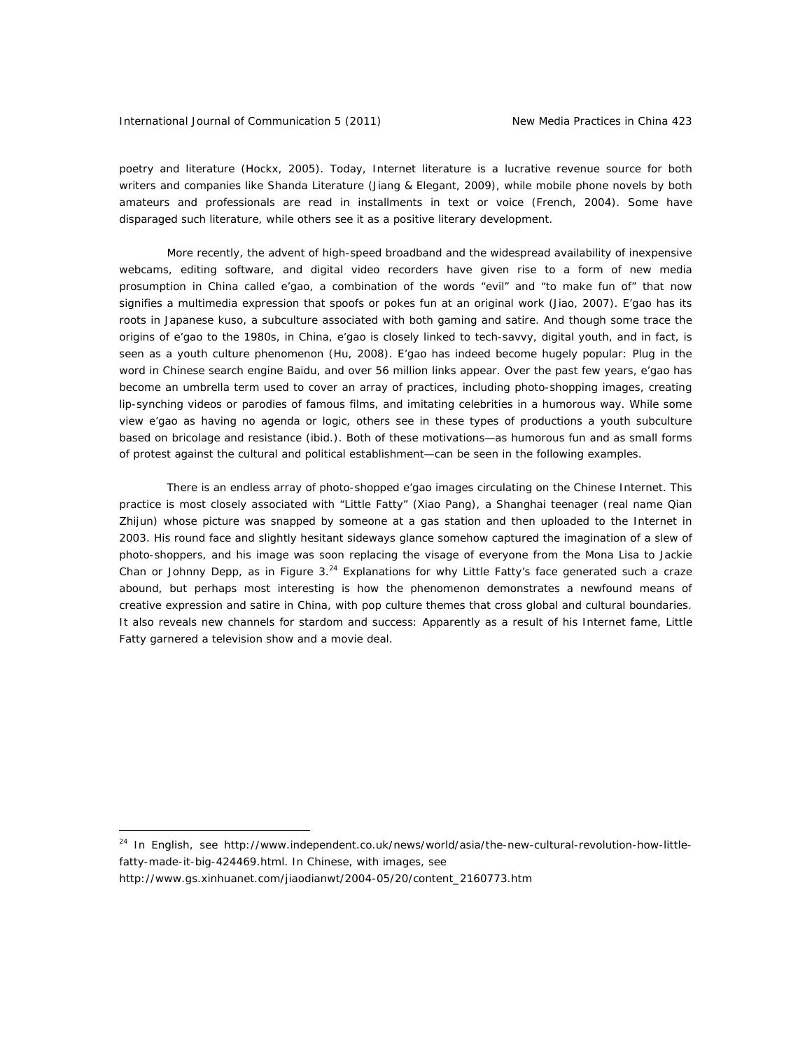poetry and literature (Hockx, 2005). Today, Internet literature is a lucrative revenue source for both writers and companies like Shanda Literature (Jiang & Elegant, 2009), while mobile phone novels by both amateurs and professionals are read in installments in text or voice (French, 2004). Some have disparaged such literature, while others see it as a positive literary development.

More recently, the advent of high-speed broadband and the widespread availability of inexpensive webcams, editing software, and digital video recorders have given rise to a form of new media prosumption in China called *e'gao*, a combination of the words "evil" and "to make fun of" that now signifies a multimedia expression that spoofs or pokes fun at an original work (Jiao, 2007). *E'gao* has its roots in Japanese *kuso*, a subculture associated with both gaming and satire. And though some trace the origins of *e'gao* to the 1980s, in China, *e'gao* is closely linked to tech-savvy, digital youth, and in fact, is seen as a youth culture phenomenon (Hu, 2008). *E'gao* has indeed become hugely popular: Plug in the word in Chinese search engine Baidu, and over 56 million links appear. Over the past few years, *e'gao* has become an umbrella term used to cover an array of practices, including photo-shopping images, creating lip-synching videos or parodies of famous films, and imitating celebrities in a humorous way. While some view *e'gao* as having no agenda or logic, others see in these types of productions a youth subculture based on bricolage and resistance (ibid.). Both of these motivations—as humorous fun and as small forms of protest against the cultural and political establishment—can be seen in the following examples.

There is an endless array of photo-shopped *e'gao* images circulating on the Chinese Internet. This practice is most closely associated with "Little Fatty" (Xiao Pang), a Shanghai teenager (real name Qian Zhijun) whose picture was snapped by someone at a gas station and then uploaded to the Internet in 2003. His round face and slightly hesitant sideways glance somehow captured the imagination of a slew of photo-shoppers, and his image was soon replacing the visage of everyone from the Mona Lisa to Jackie Chan or Johnny Depp, as in Figure 3.[24] Explanations for why Little Fatty's face generated such a craze abound, but perhaps most interesting is how the phenomenon demonstrates a newfound means of creative expression and satire in China, with pop culture themes that cross global and cultural boundaries. It also reveals new channels for stardom and success: Apparently as a result of his Internet fame, Little Fatty garnered a television show and a movie deal.

---

[24] In English, see http://www.independent.co.uk/news/world/asia/the-new-cultural-revolution-how-little-fatty-made-it-big-424469.html. In Chinese, with images, see http://www.gs.xinhuanet.com/jiaodianwt/2004-05/20/content_2160773.htm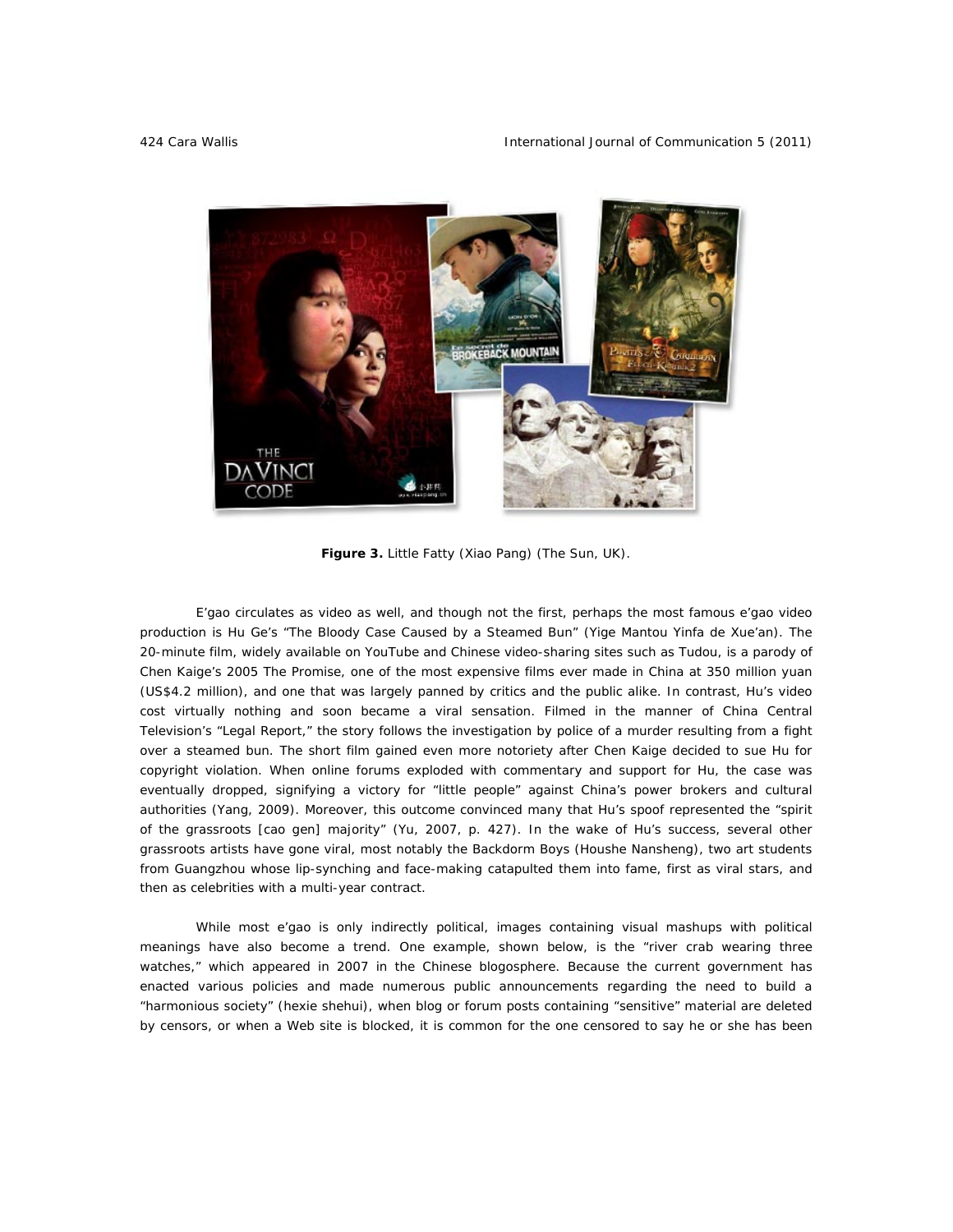**Figure 3.** Little Fatty (Xiao Pang) (The Sun, UK).

E'gao circulates as video as well, and though not the first, perhaps the most famous e'gao video production is Hu Ge's "The Bloody Case Caused by a Steamed Bun" (*Yige Mantou Yinfa de Xue'an*). The 20-minute film, widely available on YouTube and Chinese video-sharing sites such as Tudou, is a parody of Chen Kaige's 2005 *The Promise*, one of the most expensive films ever made in China at 350 million yuan (US$4.2 million), and one that was largely panned by critics and the public alike. In contrast, Hu's video cost virtually nothing and soon became a viral sensation. Filmed in the manner of China Central Television's "Legal Report," the story follows the investigation by police of a murder resulting from a fight over a steamed bun. The short film gained even more notoriety after Chen Kaige decided to sue Hu for copyright violation. When online forums exploded with commentary and support for Hu, the case was eventually dropped, signifying a victory for "little people" against China's power brokers and cultural authorities (Yang, 2009). Moreover, this outcome convinced many that Hu's spoof represented the "spirit of the grassroots [*cao gen*] majority" (Yu, 2007, p. 427). In the wake of Hu's success, several other grassroots artists have gone viral, most notably the Backdorm Boys (*Houshe Nansheng*), two art students from Guangzhou whose lip-synching and face-making catapulted them into fame, first as viral stars, and then as celebrities with a multi-year contract.

While most e'gao is only indirectly political, images containing visual mashups with political meanings have also become a trend. One example, shown below, is the "river crab wearing three watches," which appeared in 2007 in the Chinese blogosphere. Because the current government has enacted various policies and made numerous public announcements regarding the need to build a "harmonious society" (*hexie shehui*), when blog or forum posts containing "sensitive" material are deleted by censors, or when a Web site is blocked, it is common for the one censored to say he or she has been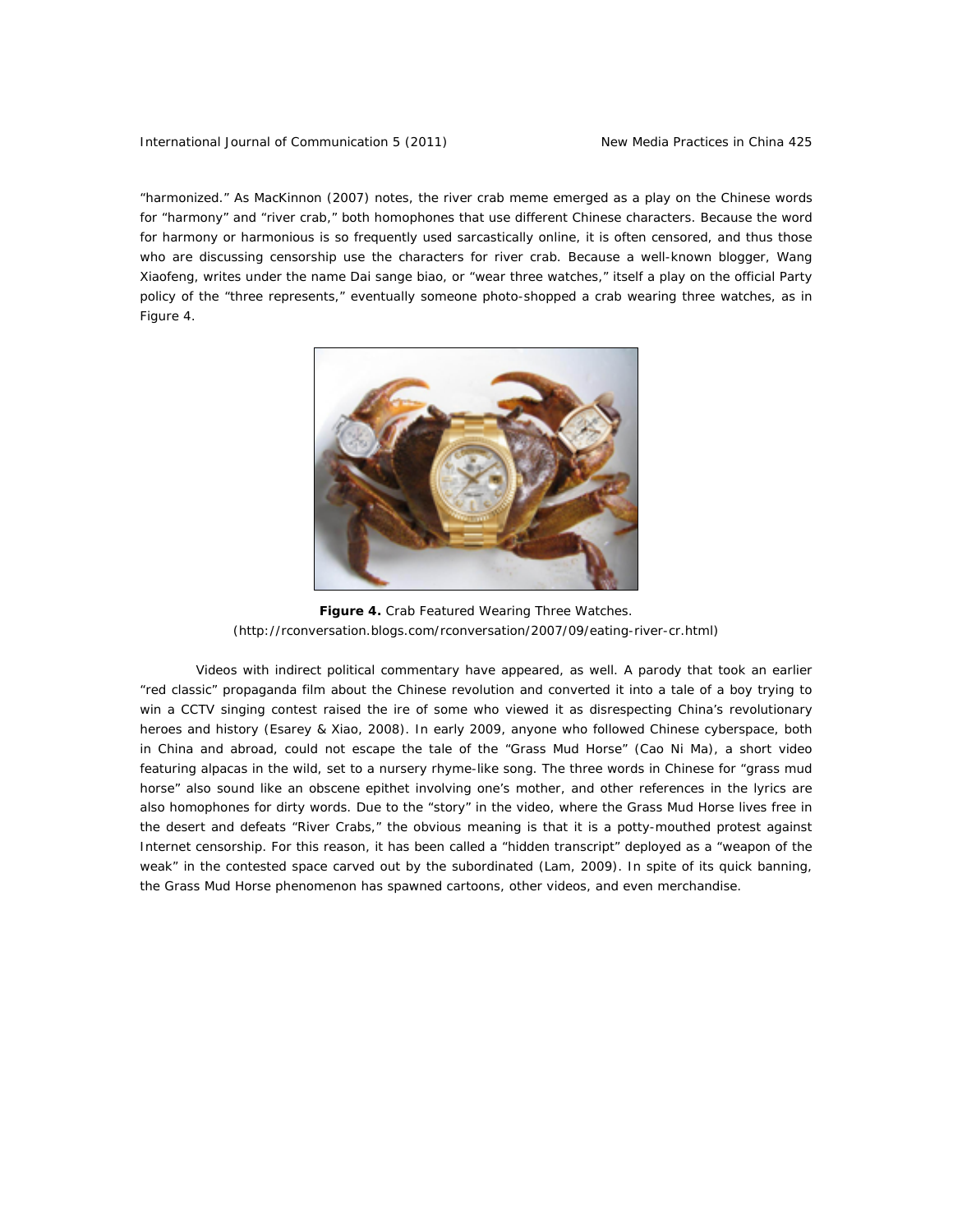"harmonized." As MacKinnon (2007) notes, the river crab meme emerged as a play on the Chinese words for "harmony" and "river crab," both homophones that use different Chinese characters. Because the word for harmony or harmonious is so frequently used sarcastically online, it is often censored, and thus those who are discussing censorship use the characters for river crab. Because a well-known blogger, Wang Xiaofeng, writes under the name Dai sange biao, or "wear three watches," itself a play on the official Party policy of the "three represents," eventually someone photo-shopped a crab wearing three watches, as in Figure 4.

**Figure 4.** Crab Featured Wearing Three Watches.
(http://rconversation.blogs.com/rconversation/2007/09/eating-river-cr.html)

Videos with indirect political commentary have appeared, as well. A parody that took an earlier "red classic" propaganda film about the Chinese revolution and converted it into a tale of a boy trying to win a CCTV singing contest raised the ire of some who viewed it as disrespecting China's revolutionary heroes and history (Esarey & Xiao, 2008). In early 2009, anyone who followed Chinese cyberspace, both in China and abroad, could not escape the tale of the "Grass Mud Horse" (Cao Ni Ma), a short video featuring alpacas in the wild, set to a nursery rhyme-like song. The three words in Chinese for "grass mud horse" also sound like an obscene epithet involving one's mother, and other references in the lyrics are also homophones for dirty words. Due to the "story" in the video, where the Grass Mud Horse lives free in the desert and defeats "River Crabs," the obvious meaning is that it is a potty-mouthed protest against Internet censorship. For this reason, it has been called a "hidden transcript" deployed as a "weapon of the weak" in the contested space carved out by the subordinated (Lam, 2009). In spite of its quick banning, the Grass Mud Horse phenomenon has spawned cartoons, other videos, and even merchandise.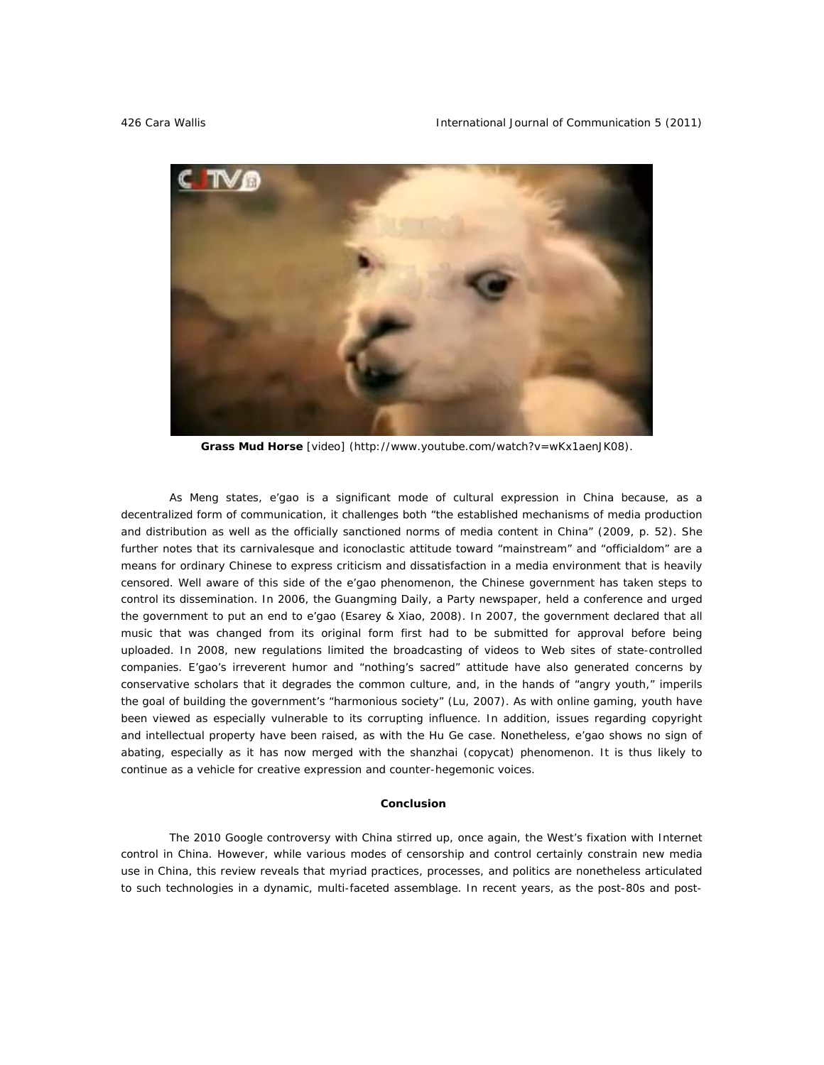**Grass Mud Horse** [video] (http://www.youtube.com/watch?v=wKx1aenJK08).

As Meng states, e'gao is a significant mode of cultural expression in China because, as a decentralized form of communication, it challenges both "the established mechanisms of media production and distribution as well as the officially sanctioned norms of media content in China" (2009, p. 52). She further notes that its carnivalesque and iconoclastic attitude toward "mainstream" and "officialdom" are a means for ordinary Chinese to express criticism and dissatisfaction in a media environment that is heavily censored. Well aware of this side of the e'gao phenomenon, the Chinese government has taken steps to control its dissemination. In 2006, the Guangming Daily, a Party newspaper, held a conference and urged the government to put an end to e'gao (Esarey & Xiao, 2008). In 2007, the government declared that all music that was changed from its original form first had to be submitted for approval before being uploaded. In 2008, new regulations limited the broadcasting of videos to Web sites of state-controlled companies. E'gao's irreverent humor and "nothing's sacred" attitude have also generated concerns by conservative scholars that it degrades the common culture, and, in the hands of "angry youth," imperils the goal of building the government's "harmonious society" (Lu, 2007). As with online gaming, youth have been viewed as especially vulnerable to its corrupting influence. In addition, issues regarding copyright and intellectual property have been raised, as with the Hu Ge case. Nonetheless, e'gao shows no sign of abating, especially as it has now merged with the shanzhai (copycat) phenomenon. It is thus likely to continue as a vehicle for creative expression and counter-hegemonic voices.

## Conclusion

The 2010 Google controversy with China stirred up, once again, the West's fixation with Internet control in China. However, while various modes of censorship and control certainly constrain new media use in China, this review reveals that myriad practices, processes, and politics are nonetheless articulated to such technologies in a dynamic, multi-faceted assemblage. In recent years, as the post-80s and post-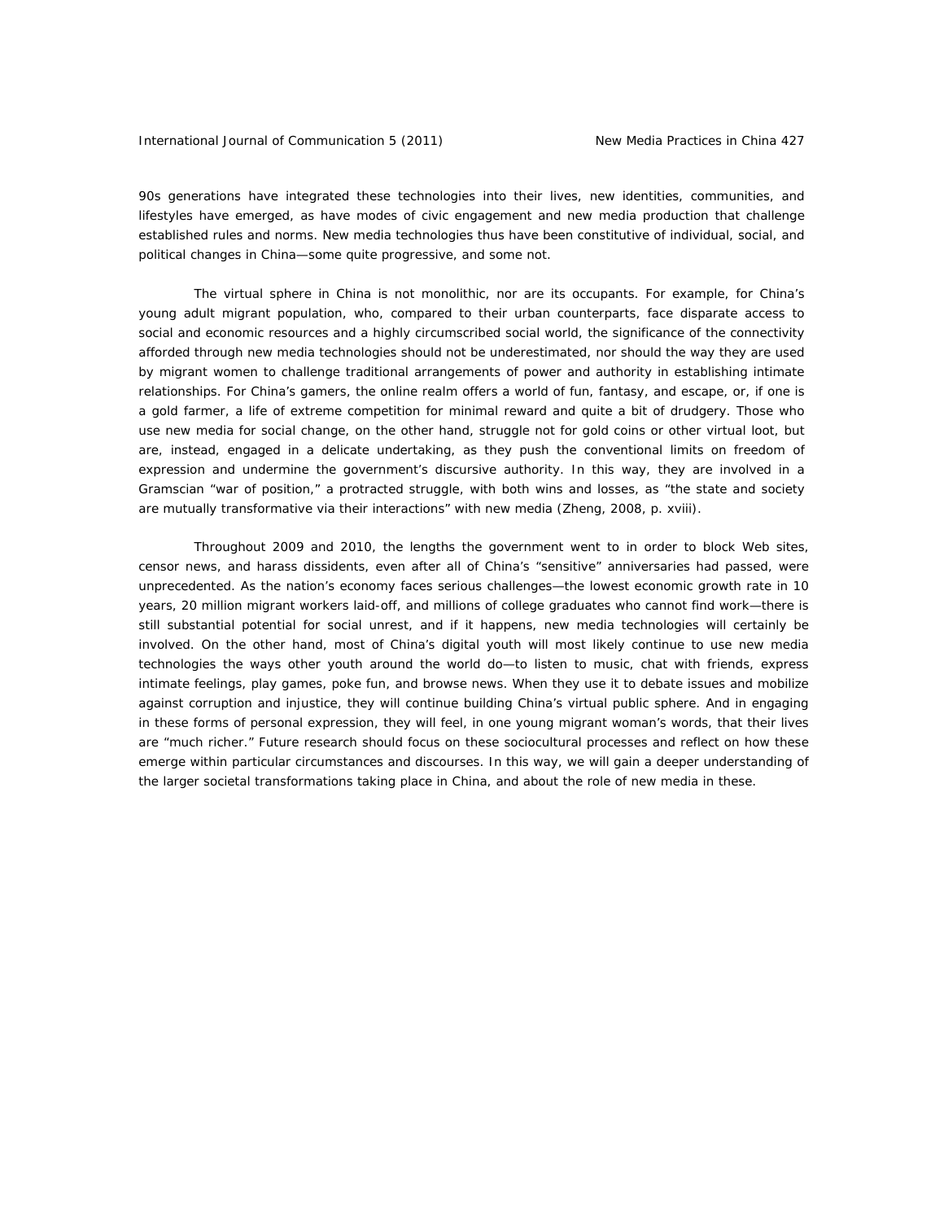90s generations have integrated these technologies into their lives, new identities, communities, and lifestyles have emerged, as have modes of civic engagement and new media production that challenge established rules and norms. New media technologies thus have been constitutive of individual, social, and political changes in China—some quite progressive, and some not.

The virtual sphere in China is not monolithic, nor are its occupants. For example, for China's young adult migrant population, who, compared to their urban counterparts, face disparate access to social and economic resources and a highly circumscribed social world, the significance of the connectivity afforded through new media technologies should not be underestimated, nor should the way they are used by migrant women to challenge traditional arrangements of power and authority in establishing intimate relationships. For China's gamers, the online realm offers a world of fun, fantasy, and escape, or, if one is a gold farmer, a life of extreme competition for minimal reward and quite a bit of drudgery. Those who use new media for social change, on the other hand, struggle not for gold coins or other virtual loot, but are, instead, engaged in a delicate undertaking, as they push the conventional limits on freedom of expression and undermine the government's discursive authority. In this way, they are involved in a Gramscian "war of position," a protracted struggle, with both wins and losses, as "the state and society are mutually transformative via their interactions" with new media (Zheng, 2008, p. xviii).

Throughout 2009 and 2010, the lengths the government went to in order to block Web sites, censor news, and harass dissidents, even after all of China's "sensitive" anniversaries had passed, were unprecedented. As the nation's economy faces serious challenges—the lowest economic growth rate in 10 years, 20 million migrant workers laid-off, and millions of college graduates who cannot find work—there is still substantial potential for social unrest, and if it happens, new media technologies will certainly be involved. On the other hand, most of China's digital youth will most likely continue to use new media technologies the ways other youth around the world do—to listen to music, chat with friends, express intimate feelings, play games, poke fun, and browse news. When they use it to debate issues and mobilize against corruption and injustice, they will continue building China's virtual public sphere. And in engaging in these forms of personal expression, they will feel, in one young migrant woman's words, that their lives are "much richer." Future research should focus on these sociocultural processes and reflect on how these emerge within particular circumstances and discourses. In this way, we will gain a deeper understanding of the larger societal transformations taking place in China, and about the role of new media in these.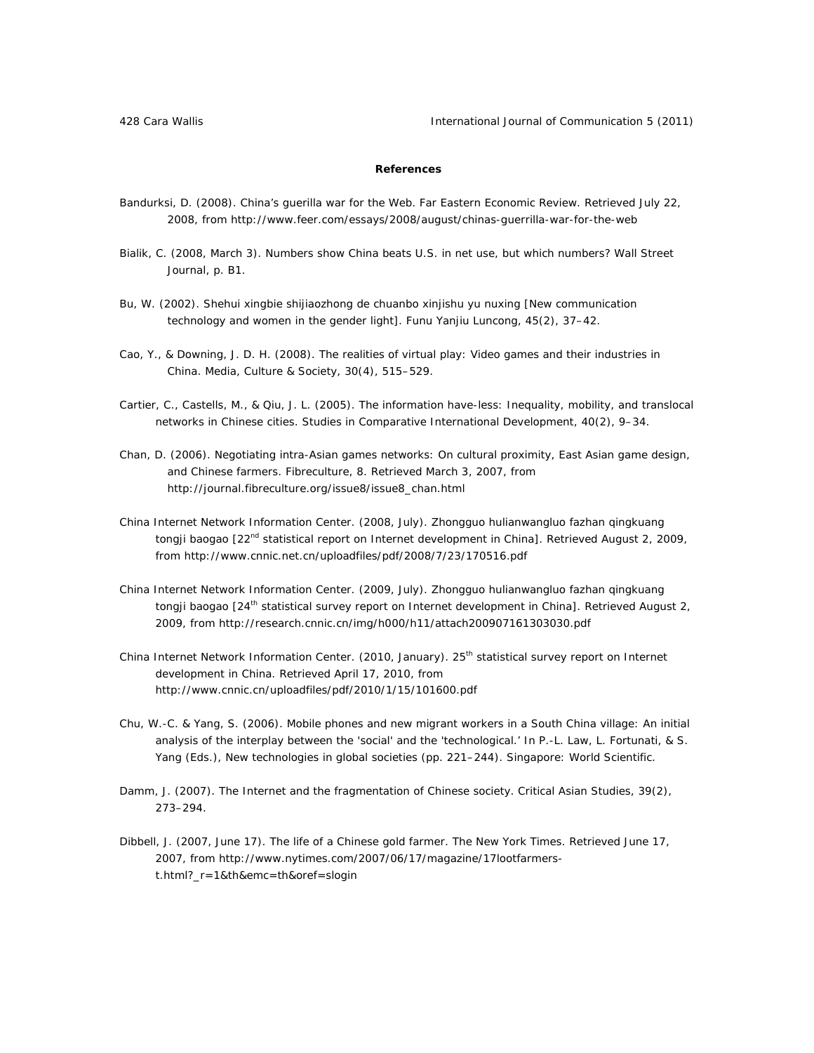**References**

Bandurksi, D. (2008). China's guerilla war for the Web. Far Eastern Economic Review. Retrieved July 22, 2008, from http://www.feer.com/essays/2008/august/chinas-guerrilla-war-for-the-web

Bialik, C. (2008, March 3). Numbers show China beats U.S. in net use, but which numbers? Wall Street Journal, p. B1.

Bu, W. (2002). Shehui xingbie shijiaozhong de chuanbo xinjishu yu nuxing [New communication technology and women in the gender light]. Funu Yanjiu Luncong, 45(2), 37–42.

Cao, Y., & Downing, J. D. H. (2008). The realities of virtual play: Video games and their industries in China. Media, Culture & Society, 30(4), 515–529.

Cartier, C., Castells, M., & Qiu, J. L. (2005). The information have-less: Inequality, mobility, and translocal networks in Chinese cities. Studies in Comparative International Development, 40(2), 9–34.

Chan, D. (2006). Negotiating intra-Asian games networks: On cultural proximity, East Asian game design, and Chinese farmers. Fibreculture, 8. Retrieved March 3, 2007, from http://journal.fibreculture.org/issue8/issue8_chan.html

China Internet Network Information Center. (2008, July). Zhongguo hulianwangluo fazhan qingkuang tongji baogao [22nd statistical report on Internet development in China]. Retrieved August 2, 2009, from http://www.cnnic.net.cn/uploadfiles/pdf/2008/7/23/170516.pdf

China Internet Network Information Center. (2009, July). Zhongguo hulianwangluo fazhan qingkuang tongji baogao [24th statistical survey report on Internet development in China]. Retrieved August 2, 2009, from http://research.cnnic.cn/img/h000/h11/attach200907161303030.pdf

China Internet Network Information Center. (2010, January). 25th statistical survey report on Internet development in China. Retrieved April 17, 2010, from http://www.cnnic.cn/uploadfiles/pdf/2010/1/15/101600.pdf

Chu, W.-C. & Yang, S. (2006). Mobile phones and new migrant workers in a South China village: An initial analysis of the interplay between the 'social' and the 'technological.' In P.-L. Law, L. Fortunati, & S. Yang (Eds.), New technologies in global societies (pp. 221–244). Singapore: World Scientific.

Damm, J. (2007). The Internet and the fragmentation of Chinese society. Critical Asian Studies, 39(2), 273–294.

Dibbell, J. (2007, June 17). The life of a Chinese gold farmer. The New York Times. Retrieved June 17, 2007, from http://www.nytimes.com/2007/06/17/magazine/17lootfarmers-t.html?_r=1&th&emc=th&oref=slogin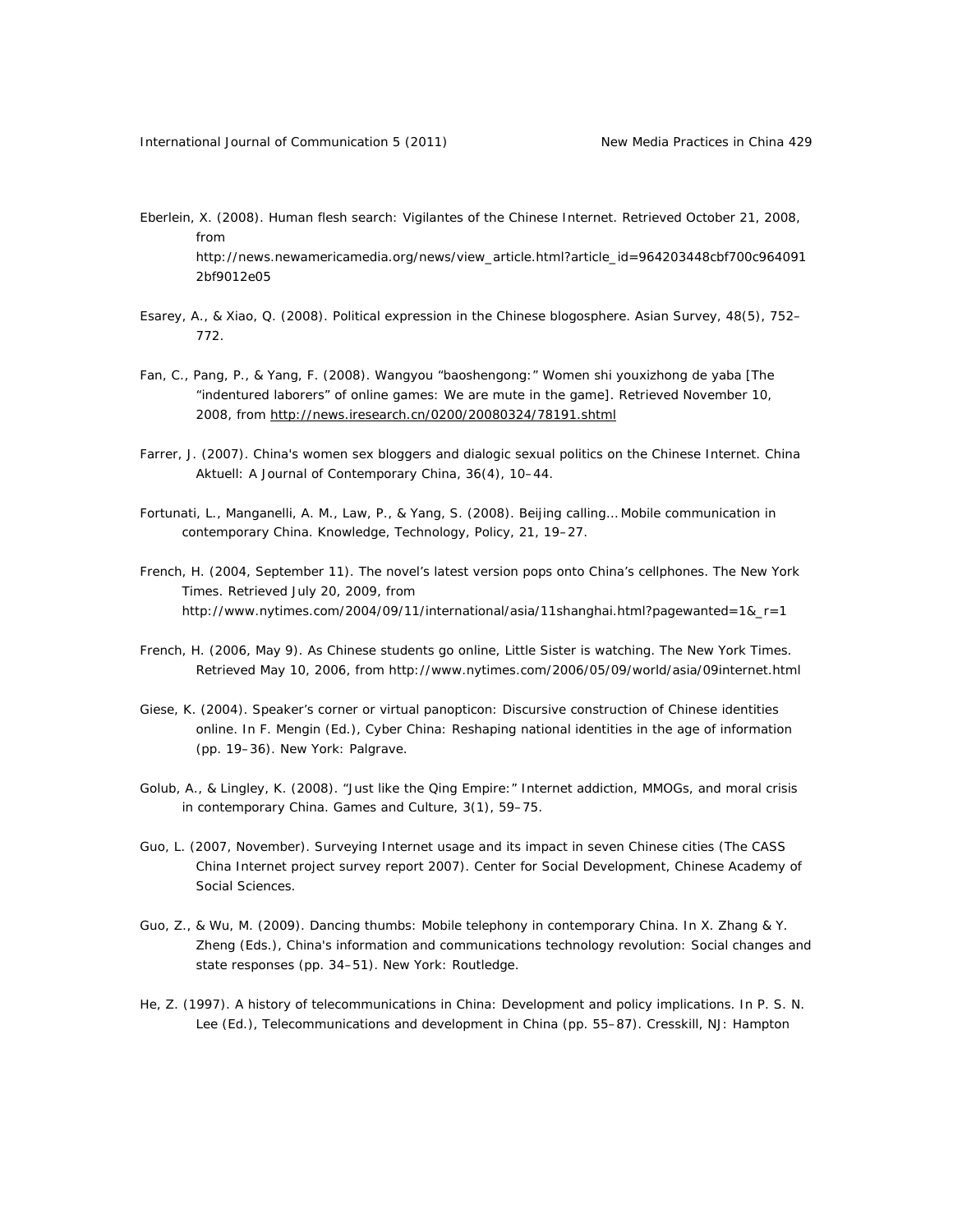Eberlein, X. (2008). Human flesh search: Vigilantes of the Chinese Internet. Retrieved October 21, 2008, from http://news.newamericamedia.org/news/view_article.html?article_id=964203448cbf700c9640912bf9012e05

Esarey, A., & Xiao, Q. (2008). Political expression in the Chinese blogosphere. Asian Survey, 48(5), 752–772.

Fan, C., Pang, P., & Yang, F. (2008). Wangyou "baoshengong:" Women shi youxizhong de yaba [The "indentured laborers" of online games: We are mute in the game]. Retrieved November 10, 2008, from http://news.iresearch.cn/0200/20080324/78191.shtml

Farrer, J. (2007). China's women sex bloggers and dialogic sexual politics on the Chinese Internet. China Aktuell: A Journal of Contemporary China, 36(4), 10–44.

Fortunati, L., Manganelli, A. M., Law, P., & Yang, S. (2008). Beijing calling… Mobile communication in contemporary China. Knowledge, Technology, Policy, 21, 19–27.

French, H. (2004, September 11). The novel's latest version pops onto China's cellphones. The New York Times. Retrieved July 20, 2009, from http://www.nytimes.com/2004/09/11/international/asia/11shanghai.html?pagewanted=1&_r=1

French, H. (2006, May 9). As Chinese students go online, Little Sister is watching. The New York Times. Retrieved May 10, 2006, from http://www.nytimes.com/2006/05/09/world/asia/09internet.html

Giese, K. (2004). Speaker's corner or virtual panopticon: Discursive construction of Chinese identities online. In F. Mengin (Ed.), Cyber China: Reshaping national identities in the age of information (pp. 19–36). New York: Palgrave.

Golub, A., & Lingley, K. (2008). "Just like the Qing Empire:" Internet addiction, MMOGs, and moral crisis in contemporary China. Games and Culture, 3(1), 59–75.

Guo, L. (2007, November). Surveying Internet usage and its impact in seven Chinese cities (The CASS China Internet project survey report 2007). Center for Social Development, Chinese Academy of Social Sciences.

Guo, Z., & Wu, M. (2009). Dancing thumbs: Mobile telephony in contemporary China. In X. Zhang & Y. Zheng (Eds.), China's information and communications technology revolution: Social changes and state responses (pp. 34–51). New York: Routledge.

He, Z. (1997). A history of telecommunications in China: Development and policy implications. In P. S. N. Lee (Ed.), Telecommunications and development in China (pp. 55–87). Cresskill, NJ: Hampton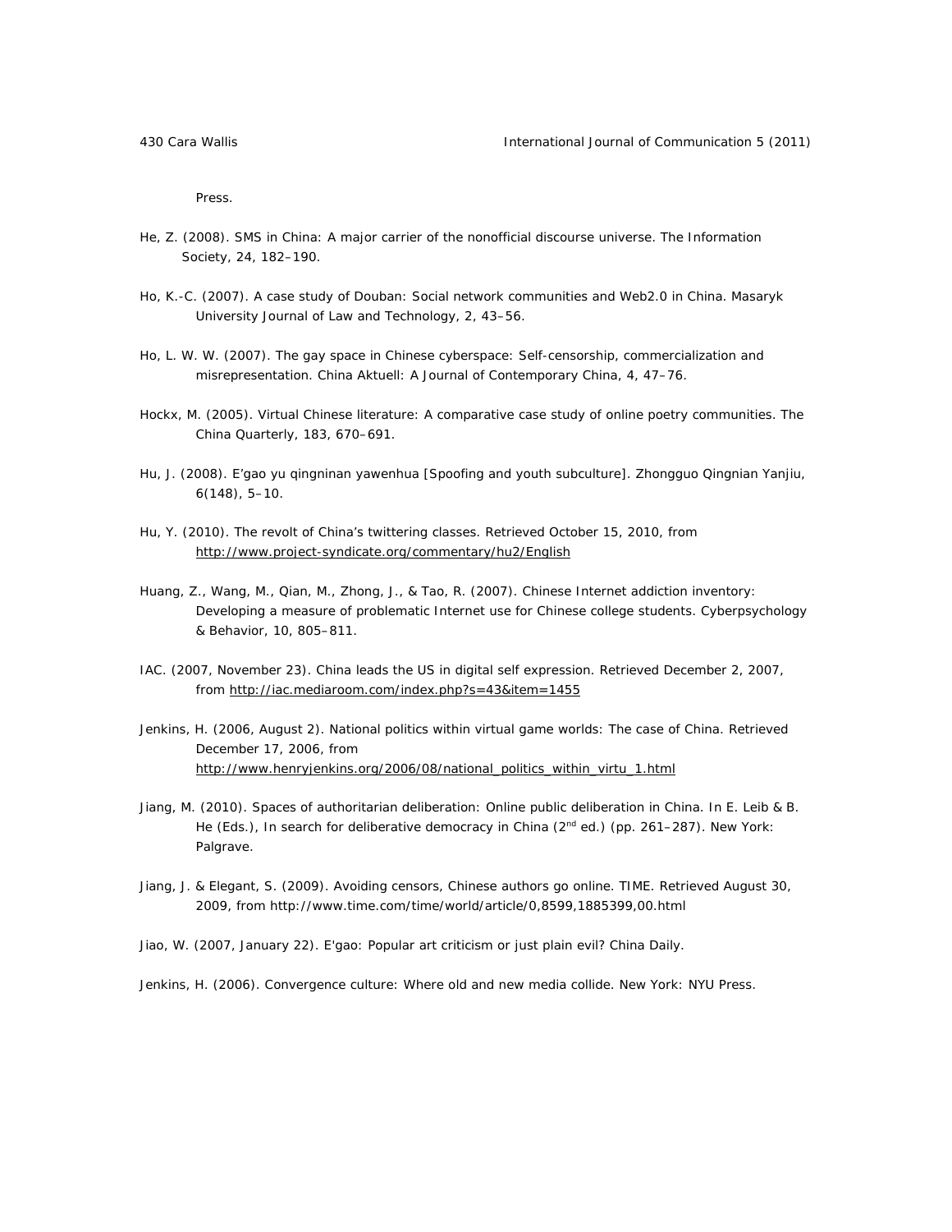Press.

He, Z. (2008). SMS in China: A major carrier of the nonofficial discourse universe. The Information Society, 24, 182–190.

Ho, K.-C. (2007). A case study of Douban: Social network communities and Web2.0 in China. Masaryk University Journal of Law and Technology, 2, 43–56.

Ho, L. W. W. (2007). The gay space in Chinese cyberspace: Self-censorship, commercialization and misrepresentation. China Aktuell: A Journal of Contemporary China, 4, 47–76.

Hockx, M. (2005). Virtual Chinese literature: A comparative case study of online poetry communities. The China Quarterly, 183, 670–691.

Hu, J. (2008). E'gao yu qingninan yawenhua [Spoofing and youth subculture]. Zhongguo Qingnian Yanjiu, 6(148), 5–10.

Hu, Y. (2010). The revolt of China's twittering classes. Retrieved October 15, 2010, from http://www.project-syndicate.org/commentary/hu2/English

Huang, Z., Wang, M., Qian, M., Zhong, J., & Tao, R. (2007). Chinese Internet addiction inventory: Developing a measure of problematic Internet use for Chinese college students. Cyberpsychology & Behavior, 10, 805–811.

IAC. (2007, November 23). China leads the US in digital self expression. Retrieved December 2, 2007, from http://iac.mediaroom.com/index.php?s=43&item=1455

Jenkins, H. (2006, August 2). National politics within virtual game worlds: The case of China. Retrieved December 17, 2006, from http://www.henryjenkins.org/2006/08/national_politics_within_virtu_1.html

Jiang, M. (2010). Spaces of authoritarian deliberation: Online public deliberation in China. In E. Leib & B. He (Eds.), In search for deliberative democracy in China (2nd ed.) (pp. 261–287). New York: Palgrave.

Jiang, J. & Elegant, S. (2009). Avoiding censors, Chinese authors go online. TIME. Retrieved August 30, 2009, from http://www.time.com/time/world/article/0,8599,1885399,00.html

Jiao, W. (2007, January 22). E'gao: Popular art criticism or just plain evil? China Daily.

Jenkins, H. (2006). Convergence culture: Where old and new media collide. New York: NYU Press.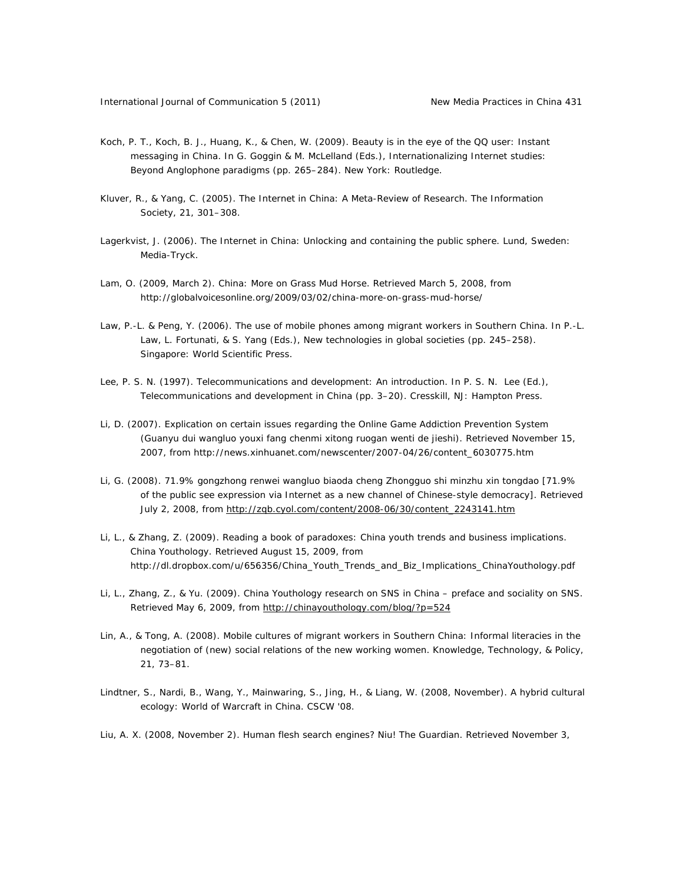Koch, P. T., Koch, B. J., Huang, K., & Chen, W. (2009). Beauty is in the eye of the QQ user: Instant messaging in China. In G. Goggin & M. McLelland (Eds.), Internationalizing Internet studies: Beyond Anglophone paradigms (pp. 265–284). New York: Routledge.

Kluver, R., & Yang, C. (2005). The Internet in China: A Meta-Review of Research. The Information Society, 21, 301–308.

Lagerkvist, J. (2006). The Internet in China: Unlocking and containing the public sphere. Lund, Sweden: Media-Tryck.

Lam, O. (2009, March 2). China: More on Grass Mud Horse. Retrieved March 5, 2008, from http://globalvoicesonline.org/2009/03/02/china-more-on-grass-mud-horse/

Law, P.-L. & Peng, Y. (2006). The use of mobile phones among migrant workers in Southern China. In P.-L. Law, L. Fortunati, & S. Yang (Eds.), New technologies in global societies (pp. 245–258). Singapore: World Scientific Press.

Lee, P. S. N. (1997). Telecommunications and development: An introduction. In P. S. N. Lee (Ed.), Telecommunications and development in China (pp. 3–20). Cresskill, NJ: Hampton Press.

Li, D. (2007). Explication on certain issues regarding the Online Game Addiction Prevention System (Guanyu dui wangluo youxi fang chenmi xitong ruogan wenti de jieshi). Retrieved November 15, 2007, from http://news.xinhuanet.com/newscenter/2007-04/26/content_6030775.htm

Li, G. (2008). 71.9% gongzhong renwei wangluo biaoda cheng Zhongguo shi minzhu xin tongdao [71.9% of the public see expression via Internet as a new channel of Chinese-style democracy]. Retrieved July 2, 2008, from http://zqb.cyol.com/content/2008-06/30/content_2243141.htm

Li, L., & Zhang, Z. (2009). Reading a book of paradoxes: China youth trends and business implications. China Youthology. Retrieved August 15, 2009, from http://dl.dropbox.com/u/656356/China_Youth_Trends_and_Biz_Implications_ChinaYouthology.pdf

Li, L., Zhang, Z., & Yu. (2009). China Youthology research on SNS in China – preface and sociality on SNS. Retrieved May 6, 2009, from http://chinayouthology.com/blog/?p=524

Lin, A., & Tong, A. (2008). Mobile cultures of migrant workers in Southern China: Informal literacies in the negotiation of (new) social relations of the new working women. Knowledge, Technology, & Policy, 21, 73–81.

Lindtner, S., Nardi, B., Wang, Y., Mainwaring, S., Jing, H., & Liang, W. (2008, November). A hybrid cultural ecology: World of Warcraft in China. CSCW '08.

Liu, A. X. (2008, November 2). Human flesh search engines? Niu! The Guardian. Retrieved November 3,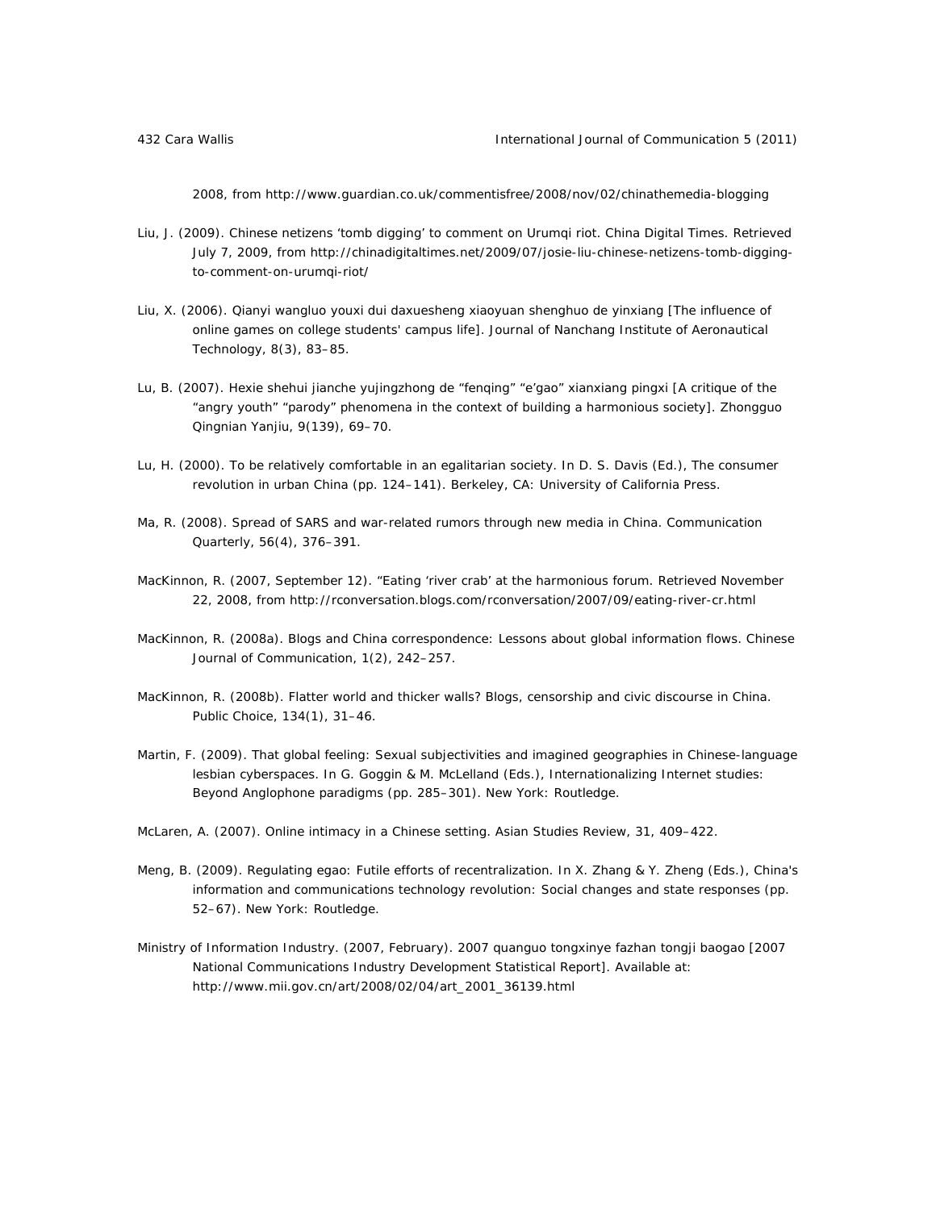2008, from http://www.guardian.co.uk/commentisfree/2008/nov/02/chinathemedia-blogging

Liu, J. (2009). Chinese netizens 'tomb digging' to comment on Urumqi riot. *China Digital Times*. Retrieved July 7, 2009, from http://chinadigitaltimes.net/2009/07/josie-liu-chinese-netizens-tomb-digging-to-comment-on-urumqi-riot/

Liu, X. (2006). Qianyi wangluo youxi dui daxuesheng xiaoyuan shenghuo de yinxiang [The influence of online games on college students' campus life]. *Journal of Nanchang Institute of Aeronautical Technology, 8*(3), 83–85.

Lu, B. (2007). Hexie shehui jianche yujingzhong de "fenqing" "e'gao" xianxiang pingxi [A critique of the "angry youth" "parody" phenomena in the context of building a harmonious society]. *Zhongguo Qingnian Yanjiu, 9*(139), 69–70.

Lu, H. (2000). To be relatively comfortable in an egalitarian society. In D. S. Davis (Ed.), *The consumer revolution in urban China* (pp. 124–141). Berkeley, CA: University of California Press.

Ma, R. (2008). Spread of SARS and war-related rumors through new media in China. *Communication Quarterly, 56*(4), 376–391.

MacKinnon, R. (2007, September 12). "Eating 'river crab' at the harmonious forum. Retrieved November 22, 2008, from http://rconversation.blogs.com/rconversation/2007/09/eating-river-cr.html

MacKinnon, R. (2008a). Blogs and China correspondence: Lessons about global information flows. *Chinese Journal of Communication, 1*(2), 242–257.

MacKinnon, R. (2008b). Flatter world and thicker walls? Blogs, censorship and civic discourse in China. *Public Choice, 134*(1), 31–46.

Martin, F. (2009). That global feeling: Sexual subjectivities and imagined geographies in Chinese-language lesbian cyberspaces. In G. Goggin & M. McLelland (Eds.), *Internationalizing Internet studies: Beyond Anglophone paradigms* (pp. 285–301). New York: Routledge.

McLaren, A. (2007). Online intimacy in a Chinese setting. *Asian Studies Review, 31*, 409–422.

Meng, B. (2009). Regulating egao: Futile efforts of recentralization. In X. Zhang & Y. Zheng (Eds.), *China's information and communications technology revolution: Social changes and state responses* (pp. 52–67). New York: Routledge.

Ministry of Information Industry. (2007, February). 2007 quanguo tongxinye fazhan tongji baogao [2007 National Communications Industry Development Statistical Report]. Available at: http://www.mii.gov.cn/art/2008/02/04/art_2001_36139.html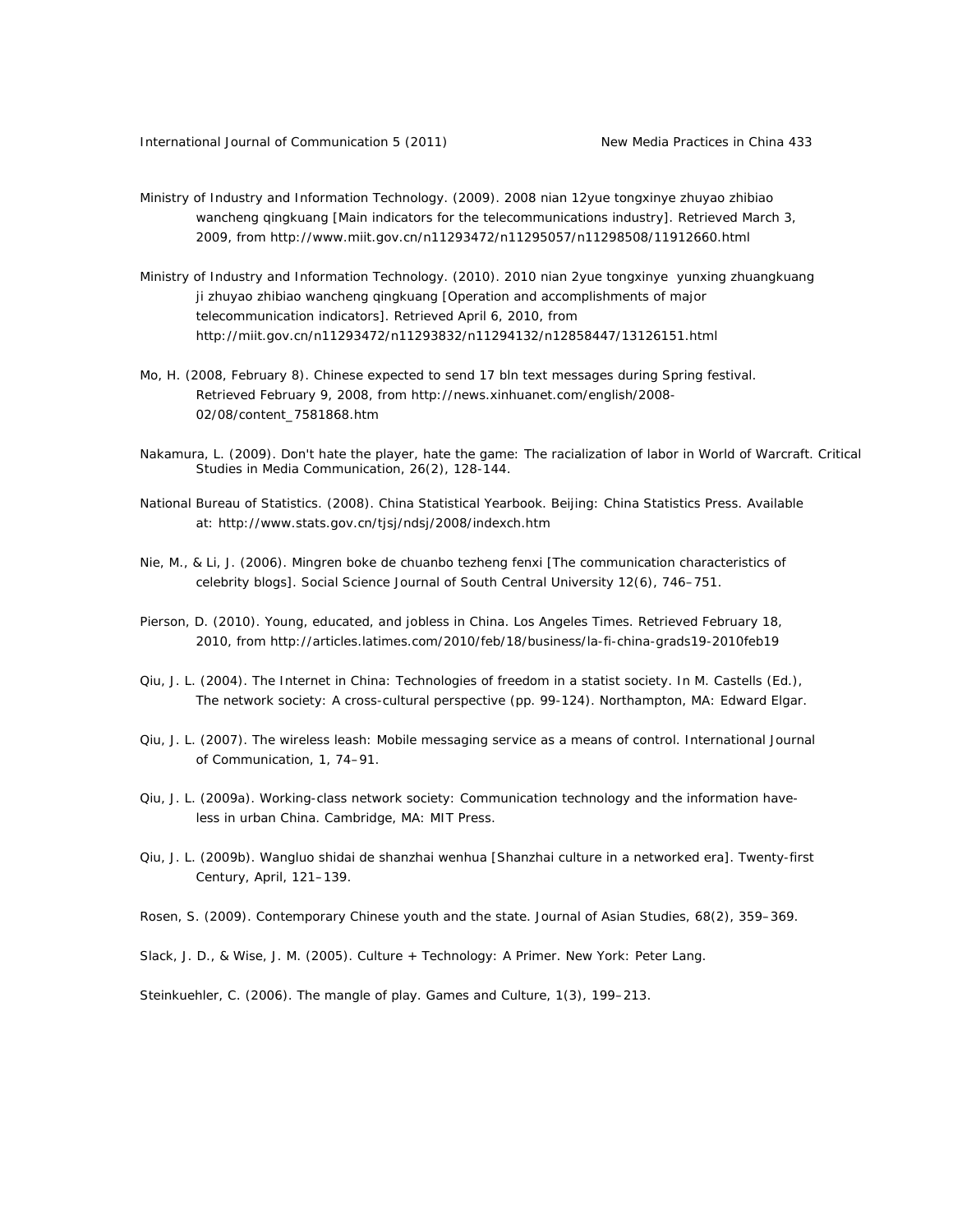Ministry of Industry and Information Technology. (2009). 2008 nian 12yue tongxinye zhuyao zhibiao wancheng qingkuang [Main indicators for the telecommunications industry]. Retrieved March 3, 2009, from http://www.miit.gov.cn/n11293472/n11295057/n11298508/11912660.html

Ministry of Industry and Information Technology. (2010). 2010 nian 2yue tongxinye yunxing zhuangkuang ji zhuyao zhibiao wancheng qingkuang [Operation and accomplishments of major telecommunication indicators]. Retrieved April 6, 2010, from http://miit.gov.cn/n11293472/n11293832/n11294132/n12858447/13126151.html

Mo, H. (2008, February 8). Chinese expected to send 17 bln text messages during Spring festival. Retrieved February 9, 2008, from http://news.xinhuanet.com/english/2008-02/08/content_7581868.htm

Nakamura, L. (2009). Don't hate the player, hate the game: The racialization of labor in World of Warcraft. Critical Studies in Media Communication, 26(2), 128-144.

National Bureau of Statistics. (2008). China Statistical Yearbook. Beijing: China Statistics Press. Available at: http://www.stats.gov.cn/tjsj/ndsj/2008/indexch.htm

Nie, M., & Li, J. (2006). Mingren boke de chuanbo tezheng fenxi [The communication characteristics of celebrity blogs]. Social Science Journal of South Central University 12(6), 746–751.

Pierson, D. (2010). Young, educated, and jobless in China. Los Angeles Times. Retrieved February 18, 2010, from http://articles.latimes.com/2010/feb/18/business/la-fi-china-grads19-2010feb19

Qiu, J. L. (2004). The Internet in China: Technologies of freedom in a statist society. In M. Castells (Ed.), The network society: A cross-cultural perspective (pp. 99-124). Northampton, MA: Edward Elgar.

Qiu, J. L. (2007). The wireless leash: Mobile messaging service as a means of control. International Journal of Communication, 1, 74–91.

Qiu, J. L. (2009a). Working-class network society: Communication technology and the information have-less in urban China. Cambridge, MA: MIT Press.

Qiu, J. L. (2009b). Wangluo shidai de shanzhai wenhua [Shanzhai culture in a networked era]. Twenty-first Century, April, 121–139.

Rosen, S. (2009). Contemporary Chinese youth and the state. Journal of Asian Studies, 68(2), 359–369.

Slack, J. D., & Wise, J. M. (2005). Culture + Technology: A Primer. New York: Peter Lang.

Steinkuehler, C. (2006). The mangle of play. Games and Culture, 1(3), 199–213.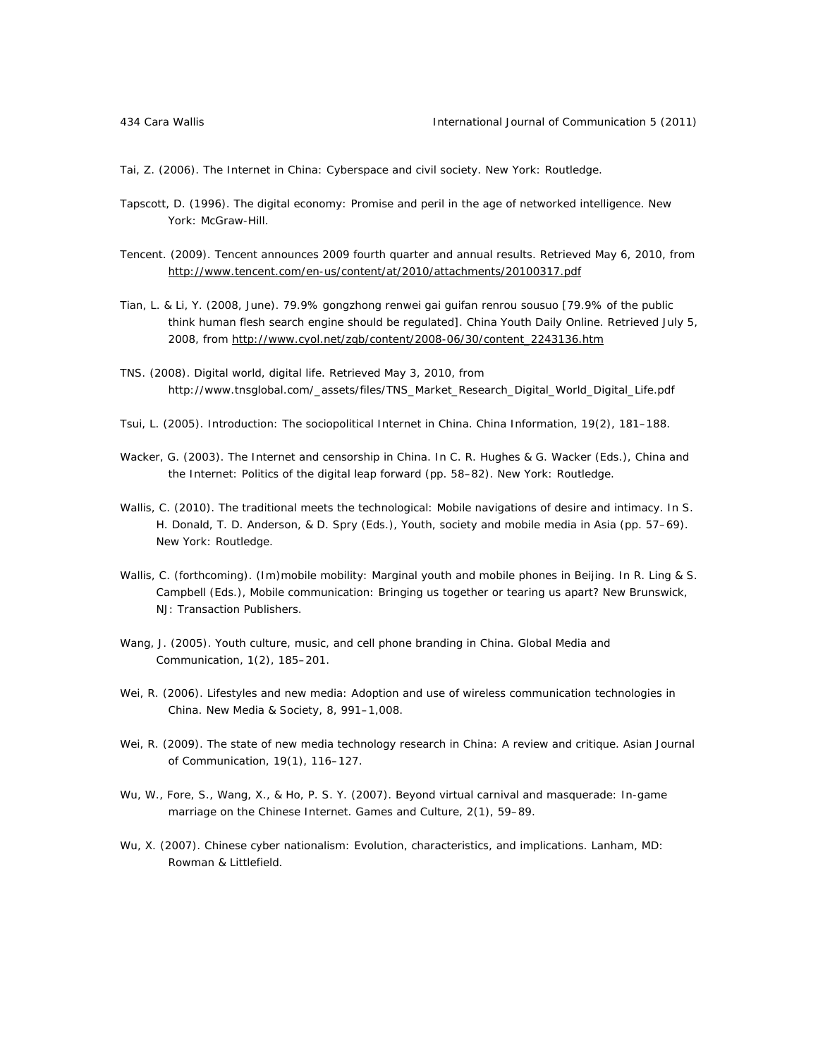Tai, Z. (2006). The Internet in China: Cyberspace and civil society. New York: Routledge.

Tapscott, D. (1996). The digital economy: Promise and peril in the age of networked intelligence. New York: McGraw-Hill.

Tencent. (2009). Tencent announces 2009 fourth quarter and annual results. Retrieved May 6, 2010, from http://www.tencent.com/en-us/content/at/2010/attachments/20100317.pdf

Tian, L. & Li, Y. (2008, June). 79.9% gongzhong renwei gai guifan renrou sousuo [79.9% of the public think human flesh search engine should be regulated]. China Youth Daily Online. Retrieved July 5, 2008, from http://www.cyol.net/zqb/content/2008-06/30/content_2243136.htm

TNS. (2008). Digital world, digital life. Retrieved May 3, 2010, from http://www.tnsglobal.com/_assets/files/TNS_Market_Research_Digital_World_Digital_Life.pdf

Tsui, L. (2005). Introduction: The sociopolitical Internet in China. China Information, 19(2), 181–188.

Wacker, G. (2003). The Internet and censorship in China. In C. R. Hughes & G. Wacker (Eds.), China and the Internet: Politics of the digital leap forward (pp. 58–82). New York: Routledge.

Wallis, C. (2010). The traditional meets the technological: Mobile navigations of desire and intimacy. In S. H. Donald, T. D. Anderson, & D. Spry (Eds.), Youth, society and mobile media in Asia (pp. 57–69). New York: Routledge.

Wallis, C. (forthcoming). (Im)mobile mobility: Marginal youth and mobile phones in Beijing. In R. Ling & S. Campbell (Eds.), Mobile communication: Bringing us together or tearing us apart? New Brunswick, NJ: Transaction Publishers.

Wang, J. (2005). Youth culture, music, and cell phone branding in China. Global Media and Communication, 1(2), 185–201.

Wei, R. (2006). Lifestyles and new media: Adoption and use of wireless communication technologies in China. New Media & Society, 8, 991–1,008.

Wei, R. (2009). The state of new media technology research in China: A review and critique. Asian Journal of Communication, 19(1), 116–127.

Wu, W., Fore, S., Wang, X., & Ho, P. S. Y. (2007). Beyond virtual carnival and masquerade: In-game marriage on the Chinese Internet. Games and Culture, 2(1), 59–89.

Wu, X. (2007). Chinese cyber nationalism: Evolution, characteristics, and implications. Lanham, MD: Rowman & Littlefield.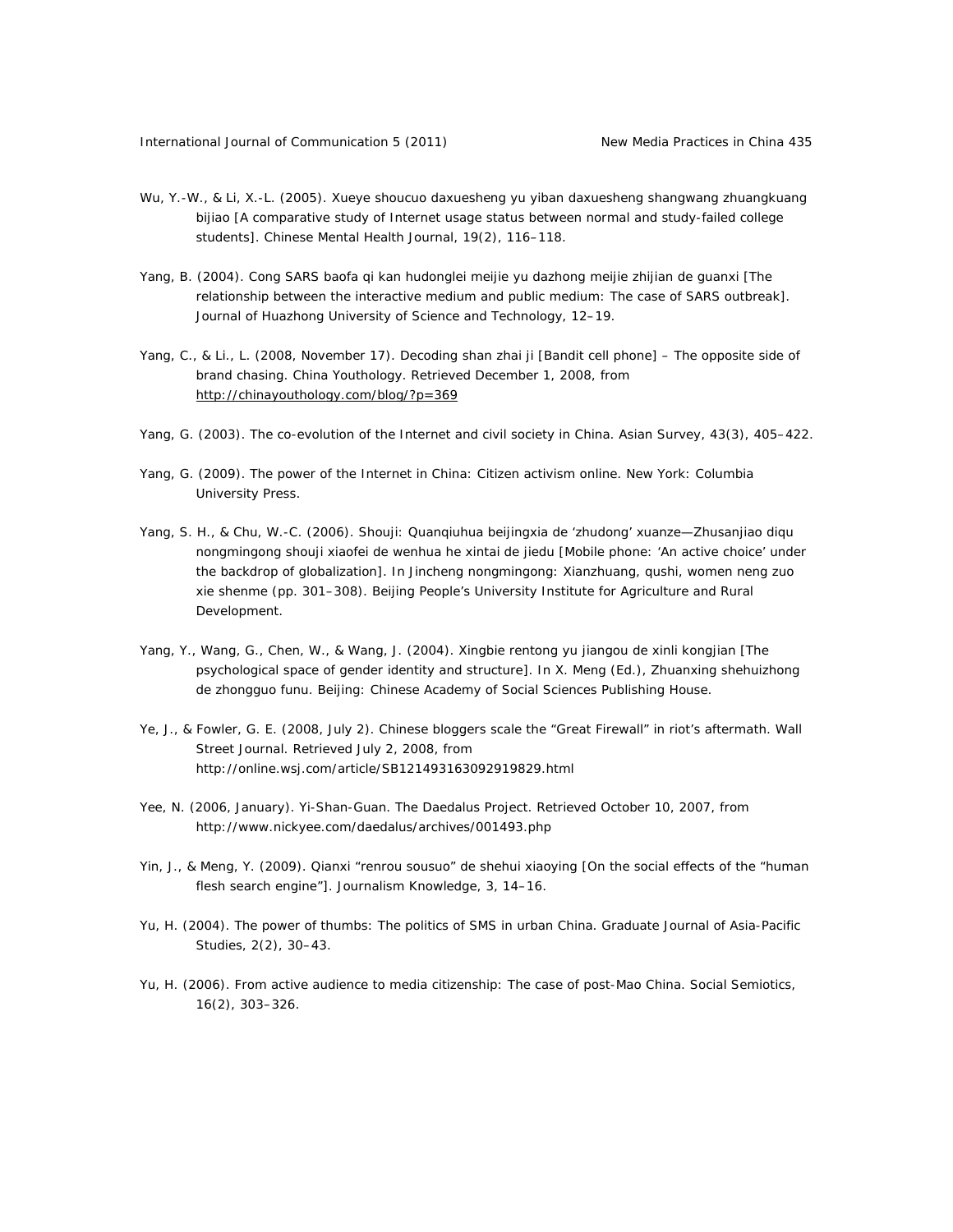Wu, Y.-W., & Li, X.-L. (2005). Xueye shoucuo daxuesheng yu yiban daxuesheng shangwang zhuangkuang bijiao [A comparative study of Internet usage status between normal and study-failed college students]. *Chinese Mental Health Journal, 19*(2), 116–118.

Yang, B. (2004). Cong SARS baofa qi kan hudonglei meijie yu dazhong meijie zhijian de guanxi [The relationship between the interactive medium and public medium: The case of SARS outbreak]. *Journal of Huazhong University of Science and Technology*, 12–19.

Yang, C., & Li., L. (2008, November 17). Decoding shan zhai ji [Bandit cell phone] – The opposite side of brand chasing. *China Youthology*. Retrieved December 1, 2008, from http://chinayouthology.com/blog/?p=369

Yang, G. (2003). The co-evolution of the Internet and civil society in China. *Asian Survey, 43*(3), 405–422.

Yang, G. (2009). *The power of the Internet in China: Citizen activism online*. New York: Columbia University Press.

Yang, S. H., & Chu, W.-C. (2006). Shouji: Quanqiuhua beijingxia de 'zhudong' xuanze—Zhusanjiao diqu nongmingong shouji xiaofei de wenhua he xintai de jiedu [Mobile phone: 'An active choice' under the backdrop of globalization]. In *Jincheng nongmingong: Xianzhuang, qushi, women neng zuo xie shenme* (pp. 301–308). Beijing People's University Institute for Agriculture and Rural Development.

Yang, Y., Wang, G., Chen, W., & Wang, J. (2004). Xingbie rentong yu jiangou de xinli kongjian [The psychological space of gender identity and structure]. In X. Meng (Ed.), *Zhuanxing shehuizhong de zhongguo funu*. Beijing: Chinese Academy of Social Sciences Publishing House.

Ye, J., & Fowler, G. E. (2008, July 2). Chinese bloggers scale the "Great Firewall" in riot's aftermath. *Wall Street Journal*. Retrieved July 2, 2008, from http://online.wsj.com/article/SB121493163092919829.html

Yee, N. (2006, January). Yi-Shan-Guan. *The Daedalus Project*. Retrieved October 10, 2007, from http://www.nickyee.com/daedalus/archives/001493.php

Yin, J., & Meng, Y. (2009). Qianxi "renrou sousuo" de shehui xiaoying [On the social effects of the "human flesh search engine"]. *Journalism Knowledge, 3*, 14–16.

Yu, H. (2004). The power of thumbs: The politics of SMS in urban China. *Graduate Journal of Asia-Pacific Studies, 2*(2), 30–43.

Yu, H. (2006). From active audience to media citizenship: The case of post-Mao China. *Social Semiotics, 16*(2), 303–326.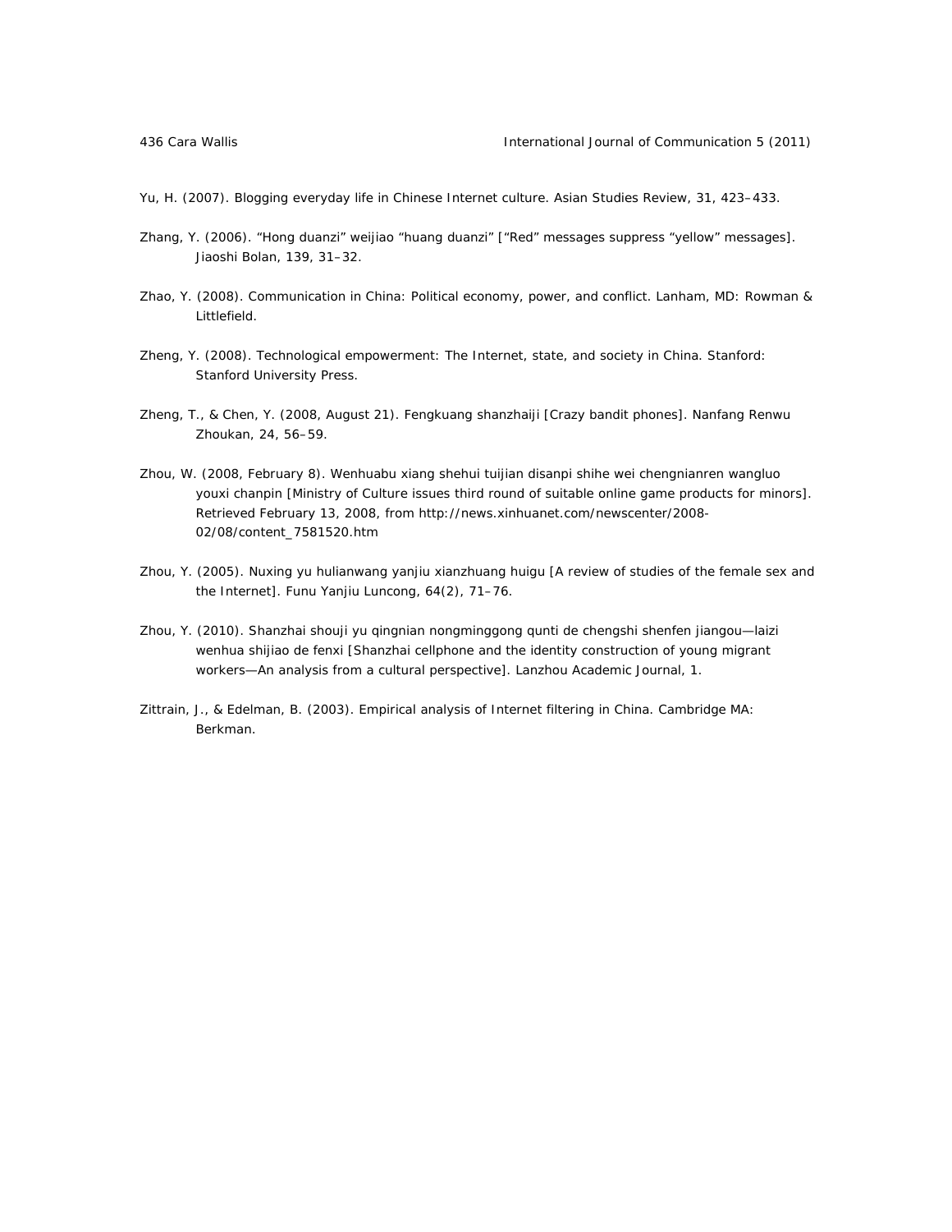Yu, H. (2007). Blogging everyday life in Chinese Internet culture. Asian Studies Review, 31, 423–433.

Zhang, Y. (2006). “Hong duanzi” weijiao “huang duanzi” [“Red” messages suppress “yellow” messages]. Jiaoshi Bolan, 139, 31–32.

Zhao, Y. (2008). Communication in China: Political economy, power, and conflict. Lanham, MD: Rowman & Littlefield.

Zheng, Y. (2008). Technological empowerment: The Internet, state, and society in China. Stanford: Stanford University Press.

Zheng, T., & Chen, Y. (2008, August 21). Fengkuang shanzhaiji [Crazy bandit phones]. Nanfang Renwu Zhoukan, 24, 56–59.

Zhou, W. (2008, February 8). Wenhuabu xiang shehui tuijian disanpi shihe wei chengnianren wangluo youxi chanpin [Ministry of Culture issues third round of suitable online game products for minors]. Retrieved February 13, 2008, from http://news.xinhuanet.com/newscenter/2008-02/08/content_7581520.htm

Zhou, Y. (2005). Nuxing yu hulianwang yanjiu xianzhuang huigu [A review of studies of the female sex and the Internet]. Funu Yanjiu Luncong, 64(2), 71–76.

Zhou, Y. (2010). Shanzhai shouji yu qingnian nongminggong qunti de chengshi shenfen jiangou—laizi wenhua shijiao de fenxi [Shanzhai cellphone and the identity construction of young migrant workers—An analysis from a cultural perspective]. Lanzhou Academic Journal, 1.

Zittrain, J., & Edelman, B. (2003). Empirical analysis of Internet filtering in China. Cambridge MA: Berkman.